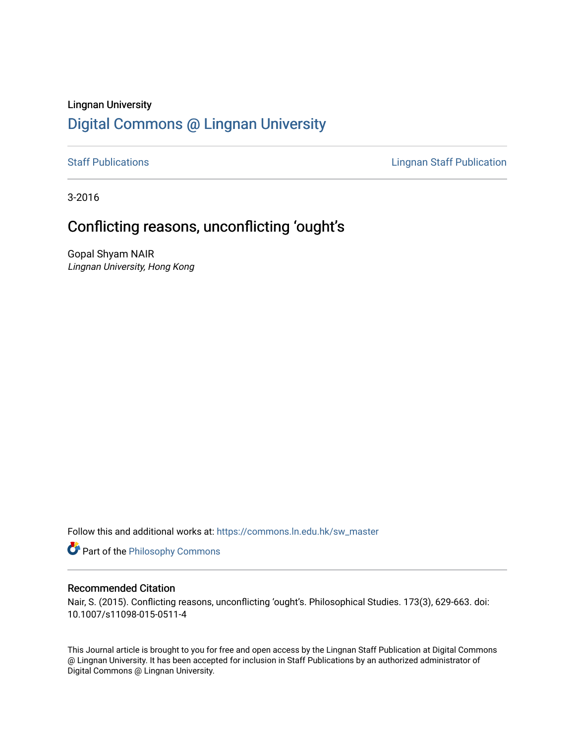Lingnan University

# Digital Commons @ Lingnan University

Staff Publications | Lingnan Staff Publication

3-2016

## Conflicting reasons, unconflicting 'ought's

Gopal Shyam NAIR
*Lingnan University, Hong Kong*

Follow this and additional works at: https://commons.ln.edu.hk/sw_master

Part of the Philosophy Commons

### Recommended Citation

Nair, S. (2015). Conflicting reasons, unconflicting 'ought's. Philosophical Studies. 173(3), 629-663. doi: 10.1007/s11098-015-0511-4

This Journal article is brought to you for free and open access by the Lingnan Staff Publication at Digital Commons @ Lingnan University. It has been accepted for inclusion in Staff Publications by an authorized administrator of Digital Commons @ Lingnan University.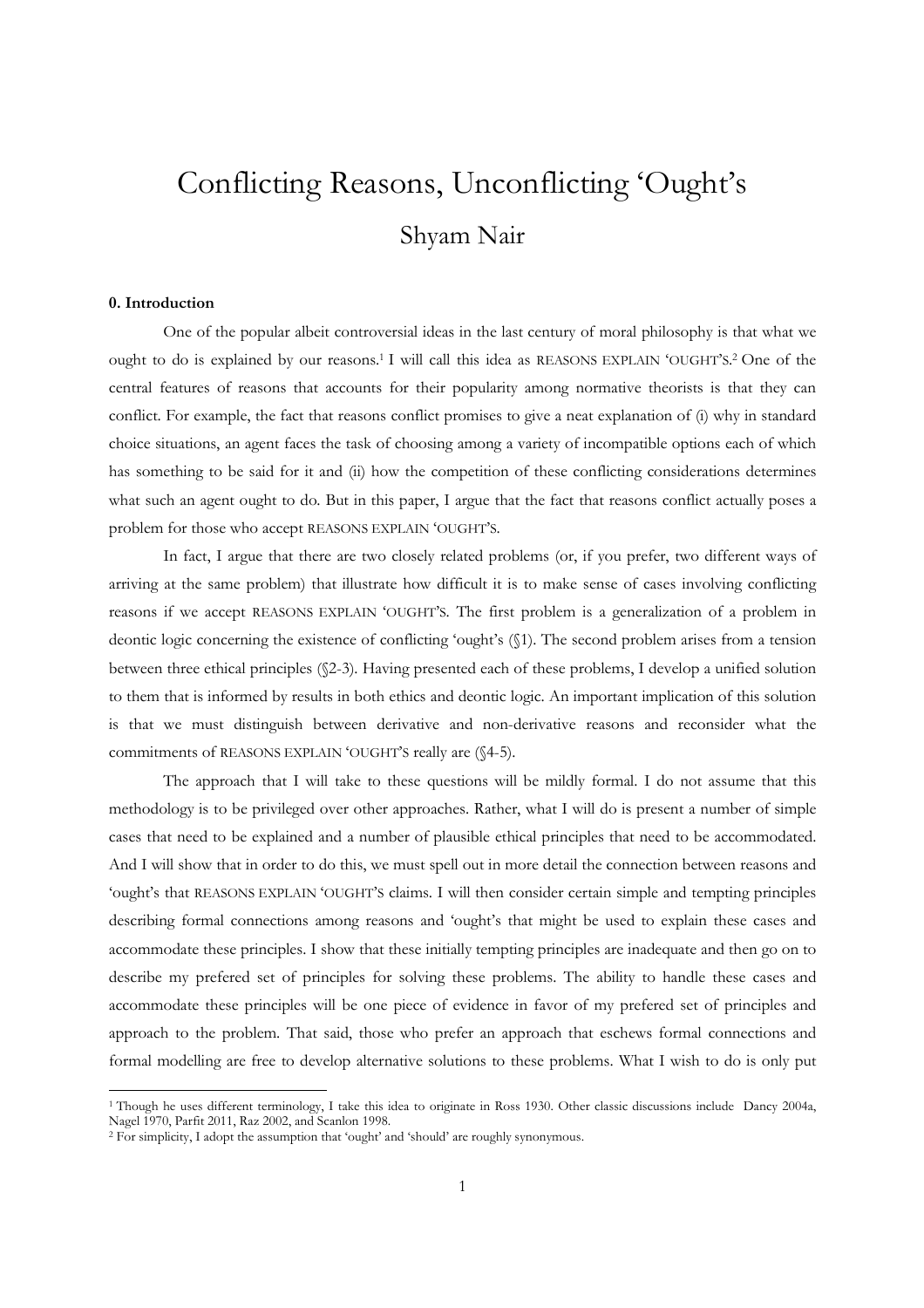# Conflicting Reasons, Unconflicting 'Ought's

## Shyam Nair

### 0. Introduction

One of the popular albeit controversial ideas in the last century of moral philosophy is that what we ought to do is explained by our reasons.[1] I will call this idea as REASONS EXPLAIN 'OUGHT'S.[2] One of the central features of reasons that accounts for their popularity among normative theorists is that they can conflict. For example, the fact that reasons conflict promises to give a neat explanation of (i) why in standard choice situations, an agent faces the task of choosing among a variety of incompatible options each of which has something to be said for it and (ii) how the competition of these conflicting considerations determines what such an agent ought to do. But in this paper, I argue that the fact that reasons conflict actually poses a problem for those who accept REASONS EXPLAIN 'OUGHT'S.

In fact, I argue that there are two closely related problems (or, if you prefer, two different ways of arriving at the same problem) that illustrate how difficult it is to make sense of cases involving conflicting reasons if we accept REASONS EXPLAIN 'OUGHT'S. The first problem is a generalization of a problem in deontic logic concerning the existence of conflicting 'ought's (§1). The second problem arises from a tension between three ethical principles (§2-3). Having presented each of these problems, I develop a unified solution to them that is informed by results in both ethics and deontic logic. An important implication of this solution is that we must distinguish between derivative and non-derivative reasons and reconsider what the commitments of REASONS EXPLAIN 'OUGHT'S really are (§4-5).

The approach that I will take to these questions will be mildly formal. I do not assume that this methodology is to be privileged over other approaches. Rather, what I will do is present a number of simple cases that need to be explained and a number of plausible ethical principles that need to be accommodated. And I will show that in order to do this, we must spell out in more detail the connection between reasons and 'ought's that REASONS EXPLAIN 'OUGHT'S claims. I will then consider certain simple and tempting principles describing formal connections among reasons and 'ought's that might be used to explain these cases and accommodate these principles. I show that these initially tempting principles are inadequate and then go on to describe my prefered set of principles for solving these problems. The ability to handle these cases and accommodate these principles will be one piece of evidence in favor of my prefered set of principles and approach to the problem. That said, those who prefer an approach that eschews formal connections and formal modelling are free to develop alternative solutions to these problems. What I wish to do is only put

[1] Though he uses different terminology, I take this idea to originate in Ross 1930. Other classic discussions include Dancy 2004a, Nagel 1970, Parfit 2011, Raz 2002, and Scanlon 1998.

[2] For simplicity, I adopt the assumption that 'ought' and 'should' are roughly synonymous.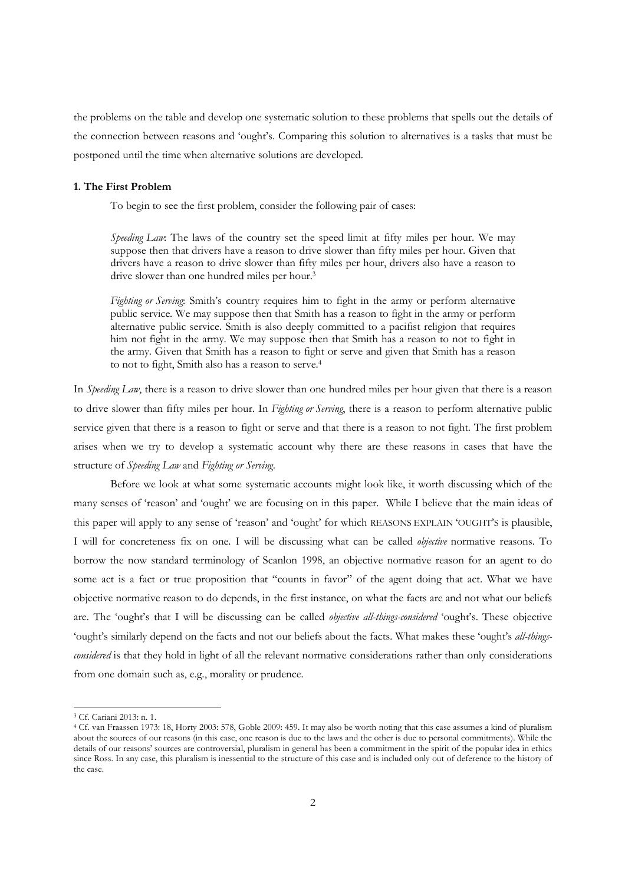the problems on the table and develop one systematic solution to these problems that spells out the details of the connection between reasons and 'ought's. Comparing this solution to alternatives is a tasks that must be postponed until the time when alternative solutions are developed.

### 1. The First Problem

To begin to see the first problem, consider the following pair of cases:

> *Speeding Law*: The laws of the country set the speed limit at fifty miles per hour. We may suppose then that drivers have a reason to drive slower than fifty miles per hour. Given that drivers have a reason to drive slower than fifty miles per hour, drivers also have a reason to drive slower than one hundred miles per hour.[3]
>
> *Fighting or Serving*: Smith's country requires him to fight in the army or perform alternative public service. We may suppose then that Smith has a reason to fight in the army or perform alternative public service. Smith is also deeply committed to a pacifist religion that requires him not fight in the army. We may suppose then that Smith has a reason to not to fight in the army. Given that Smith has a reason to fight or serve and given that Smith has a reason to not to fight, Smith also has a reason to serve.[4]

In *Speeding Law*, there is a reason to drive slower than one hundred miles per hour given that there is a reason to drive slower than fifty miles per hour. In *Fighting or Serving*, there is a reason to perform alternative public service given that there is a reason to fight or serve and that there is a reason to not fight. The first problem arises when we try to develop a systematic account why there are these reasons in cases that have the structure of *Speeding Law* and *Fighting or Serving*.

Before we look at what some systematic accounts might look like, it worth discussing which of the many senses of 'reason' and 'ought' we are focusing on in this paper. While I believe that the main ideas of this paper will apply to any sense of 'reason' and 'ought' for which REASONS EXPLAIN 'OUGHT'S is plausible, I will for concreteness fix on one. I will be discussing what can be called *objective* normative reasons. To borrow the now standard terminology of Scanlon 1998, an objective normative reason for an agent to do some act is a fact or true proposition that "counts in favor" of the agent doing that act. What we have objective normative reason to do depends, in the first instance, on what the facts are and not what our beliefs are. The 'ought's that I will be discussing can be called *objective all-things-considered* 'ought's. These objective 'ought's similarly depend on the facts and not our beliefs about the facts. What makes these 'ought's *all-things-considered* is that they hold in light of all the relevant normative considerations rather than only considerations from one domain such as, e.g., morality or prudence.

---

[3] Cf. Cariani 2013: n. 1.

[4] Cf. van Fraassen 1973: 18, Horty 2003: 578, Goble 2009: 459. It may also be worth noting that this case assumes a kind of pluralism about the sources of our reasons (in this case, one reason is due to the laws and the other is due to personal commitments). While the details of our reasons' sources are controversial, pluralism in general has been a commitment in the spirit of the popular idea in ethics since Ross. In any case, this pluralism is inessential to the structure of this case and is included only out of deference to the history of the case.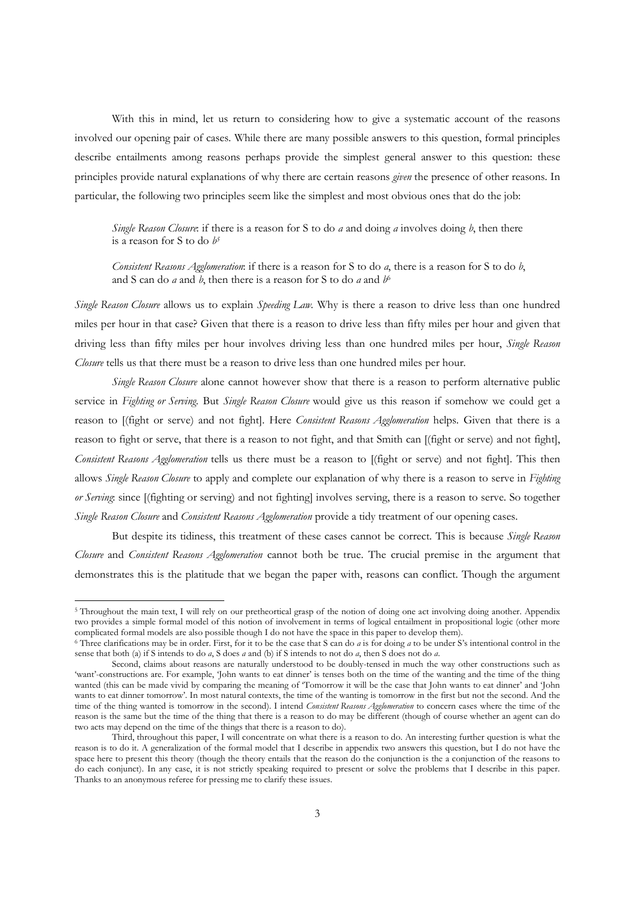With this in mind, let us return to considering how to give a systematic account of the reasons involved our opening pair of cases. While there are many possible answers to this question, formal principles describe entailments among reasons perhaps provide the simplest general answer to this question: these principles provide natural explanations of why there are certain reasons *given* the presence of other reasons. In particular, the following two principles seem like the simplest and most obvious ones that do the job:

> *Single Reason Closure*: if there is a reason for S to do *a* and doing *a* involves doing *b*, then there is a reason for S to do *b*[5]

> *Consistent Reasons Agglomeration*: if there is a reason for S to do *a*, there is a reason for S to do *b*, and S can do *a* and *b*, then there is a reason for S to do *a* and *b*[6]

*Single Reason Closure* allows us to explain *Speeding Law*. Why is there a reason to drive less than one hundred miles per hour in that case? Given that there is a reason to drive less than fifty miles per hour and given that driving less than fifty miles per hour involves driving less than one hundred miles per hour, *Single Reason Closure* tells us that there must be a reason to drive less than one hundred miles per hour.

*Single Reason Closure* alone cannot however show that there is a reason to perform alternative public service in *Fighting or Serving*. But *Single Reason Closure* would give us this reason if somehow we could get a reason to [(fight or serve) and not fight]. Here *Consistent Reasons Agglomeration* helps. Given that there is a reason to fight or serve, that there is a reason to not fight, and that Smith can [(fight or serve) and not fight], *Consistent Reasons Agglomeration* tells us there must be a reason to [(fight or serve) and not fight]. This then allows *Single Reason Closure* to apply and complete our explanation of why there is a reason to serve in *Fighting or Serving*: since [(fighting or serving) and not fighting] involves serving, there is a reason to serve. So together *Single Reason Closure* and *Consistent Reasons Agglomeration* provide a tidy treatment of our opening cases.

But despite its tidiness, this treatment of these cases cannot be correct. This is because *Single Reason Closure* and *Consistent Reasons Agglomeration* cannot both be true. The crucial premise in the argument that demonstrates this is the platitude that we began the paper with, reasons can conflict. Though the argument

---

[5] Throughout the main text, I will rely on our pretheortical grasp of the notion of doing one act involving doing another. Appendix two provides a simple formal model of this notion of involvement in terms of logical entailment in propositional logic (other more complicated formal models are also possible though I do not have the space in this paper to develop them).

[6] Three clarifications may be in order. First, for it to be the case that S can do *a* is for doing *a* to be under S's intentional control in the sense that both (a) if S intends to do *a*, S does *a* and (b) if S intends to not do *a*, then S does not do *a*.

Second, claims about reasons are naturally understood to be doubly-tensed in much the way other constructions such as 'want'-constructions are. For example, 'John wants to eat dinner' is tenses both on the time of the wanting and the time of the thing wanted (this can be made vivid by comparing the meaning of 'Tomorrow it will be the case that John wants to eat dinner' and 'John wants to eat dinner tomorrow'. In most natural contexts, the time of the wanting is tomorrow in the first but not the second. And the time of the thing wanted is tomorrow in the second). I intend *Consistent Reasons Agglomeration* to concern cases where the time of the reason is the same but the time of the thing that there is a reason to do may be different (though of course whether an agent can do two acts may depend on the time of the things that there is a reason to do).

Third, throughout this paper, I will concentrate on what there is a reason to do. An interesting further question is what the reason is to do it. A generalization of the formal model that I describe in appendix two answers this question, but I do not have the space here to present this theory (though the theory entails that the reason do the conjunction is the a conjunction of the reasons to do each conjunct). In any case, it is not strictly speaking required to present or solve the problems that I describe in this paper. Thanks to an anonymous referee for pressing me to clarify these issues.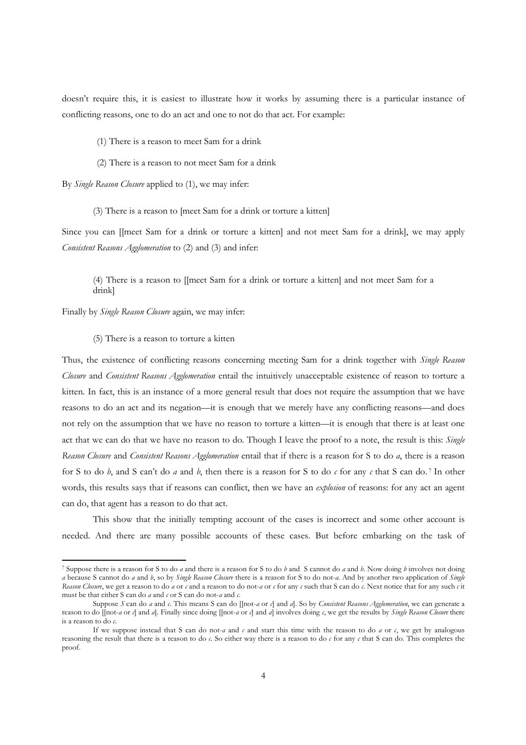doesn't require this, it is easiest to illustrate how it works by assuming there is a particular instance of conflicting reasons, one to do an act and one to not do that act. For example:

(1) There is a reason to meet Sam for a drink

(2) There is a reason to not meet Sam for a drink

By *Single Reason Closure* applied to (1), we may infer:

(3) There is a reason to [meet Sam for a drink or torture a kitten]

Since you can [[meet Sam for a drink or torture a kitten] and not meet Sam for a drink], we may apply *Consistent Reasons Agglomeration* to (2) and (3) and infer:

(4) There is a reason to [[meet Sam for a drink or torture a kitten] and not meet Sam for a drink]

Finally by *Single Reason Closure* again, we may infer:

(5) There is a reason to torture a kitten

Thus, the existence of conflicting reasons concerning meeting Sam for a drink together with *Single Reason Closure* and *Consistent Reasons Agglomeration* entail the intuitively unacceptable existence of reason to torture a kitten. In fact, this is an instance of a more general result that does not require the assumption that we have reasons to do an act and its negation—it is enough that we merely have any conflicting reasons—and does not rely on the assumption that we have no reason to torture a kitten—it is enough that there is at least one act that we can do that we have no reason to do. Though I leave the proof to a note, the result is this: *Single Reason Closure* and *Consistent Reasons Agglomeration* entail that if there is a reason for S to do *a*, there is a reason for S to do *b*, and S can't do *a* and *b*, then there is a reason for S to do *c* for any *c* that S can do.[7] In other words, this results says that if reasons can conflict, then we have an *explosion* of reasons: for any act an agent can do, that agent has a reason to do that act.

This show that the initially tempting account of the cases is incorrect and some other account is needed. And there are many possible accounts of these cases. But before embarking on the task of

---

[7] Suppose there is a reason for S to do *a* and there is a reason for S to do *b* and S cannot do *a* and *b*. Now doing *b* involves not doing *a* because S cannot do *a* and *b*, so by *Single Reason Closure* there is a reason for S to do not-*a*. And by another two application of *Single Reason Closure*, we get a reason to do *a* or *c* and a reason to do not-*a* or *c* for any *c* such that S can do *c*. Next notice that for any such *c* it must be that either S can do *a* and *c* or S can do not-*a* and *c*.

Suppose *S* can do *a* and *c*. This means S can do [[not-*a* or *c*] and *a*]. So by *Consistent Reasons Agglomeration*, we can generate a reason to do [[not-*a* or *c*] and *a*]. Finally since doing [[not-*a* or *c*] and *a*] involves doing *c*, we get the results by *Single Reason Closure* there is a reason to do *c*.

If we suppose instead that S can do not-*a* and *c* and start this time with the reason to do *a* or *c*, we get by analogous reasoning the result that there is a reason to do *c*. So either way there is a reason to do *c* for any *c* that S can do. This completes the proof.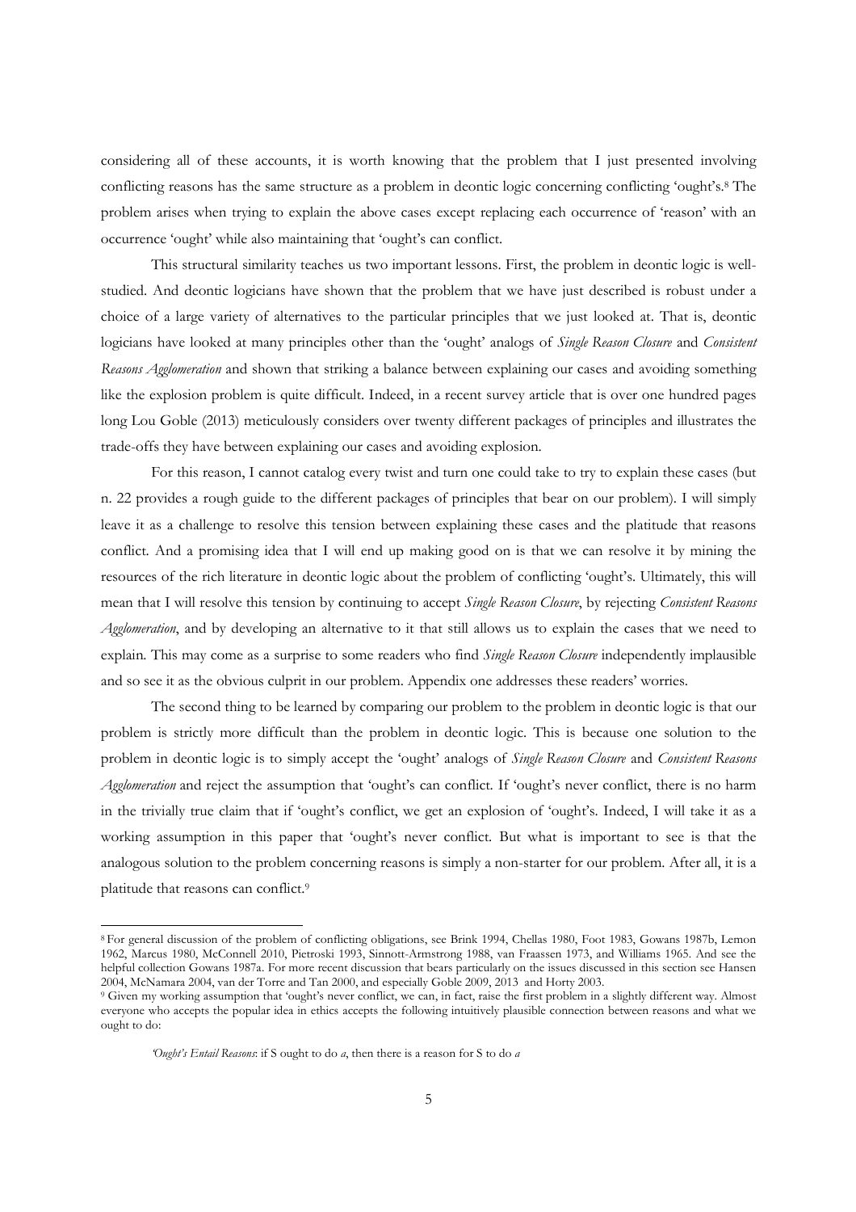considering all of these accounts, it is worth knowing that the problem that I just presented involving conflicting reasons has the same structure as a problem in deontic logic concerning conflicting 'ought's.[8] The problem arises when trying to explain the above cases except replacing each occurrence of 'reason' with an occurrence 'ought' while also maintaining that 'ought's can conflict.

This structural similarity teaches us two important lessons. First, the problem in deontic logic is well-studied. And deontic logicians have shown that the problem that we have just described is robust under a choice of a large variety of alternatives to the particular principles that we just looked at. That is, deontic logicians have looked at many principles other than the 'ought' analogs of *Single Reason Closure* and *Consistent Reasons Agglomeration* and shown that striking a balance between explaining our cases and avoiding something like the explosion problem is quite difficult. Indeed, in a recent survey article that is over one hundred pages long Lou Goble (2013) meticulously considers over twenty different packages of principles and illustrates the trade-offs they have between explaining our cases and avoiding explosion.

For this reason, I cannot catalog every twist and turn one could take to try to explain these cases (but n. 22 provides a rough guide to the different packages of principles that bear on our problem). I will simply leave it as a challenge to resolve this tension between explaining these cases and the platitude that reasons conflict. And a promising idea that I will end up making good on is that we can resolve it by mining the resources of the rich literature in deontic logic about the problem of conflicting 'ought's. Ultimately, this will mean that I will resolve this tension by continuing to accept *Single Reason Closure*, by rejecting *Consistent Reasons Agglomeration*, and by developing an alternative to it that still allows us to explain the cases that we need to explain. This may come as a surprise to some readers who find *Single Reason Closure* independently implausible and so see it as the obvious culprit in our problem. Appendix one addresses these readers' worries.

The second thing to be learned by comparing our problem to the problem in deontic logic is that our problem is strictly more difficult than the problem in deontic logic. This is because one solution to the problem in deontic logic is to simply accept the 'ought' analogs of *Single Reason Closure* and *Consistent Reasons Agglomeration* and reject the assumption that 'ought's can conflict. If 'ought's never conflict, there is no harm in the trivially true claim that if 'ought's conflict, we get an explosion of 'ought's. Indeed, I will take it as a working assumption in this paper that 'ought's never conflict. But what is important to see is that the analogous solution to the problem concerning reasons is simply a non-starter for our problem. After all, it is a platitude that reasons can conflict.[9]

---

[8] For general discussion of the problem of conflicting obligations, see Brink 1994, Chellas 1980, Foot 1983, Gowans 1987b, Lemon 1962, Marcus 1980, McConnell 2010, Pietroski 1993, Sinnott-Armstrong 1988, van Fraassen 1973, and Williams 1965. And see the helpful collection Gowans 1987a. For more recent discussion that bears particularly on the issues discussed in this section see Hansen 2004, McNamara 2004, van der Torre and Tan 2000, and especially Goble 2009, 2013 and Horty 2003.

[9] Given my working assumption that 'ought's never conflict, we can, in fact, raise the first problem in a slightly different way. Almost everyone who accepts the popular idea in ethics accepts the following intuitively plausible connection between reasons and what we ought to do:

*'Ought's Entail Reasons*: if S ought to do *a*, then there is a reason for S to do *a*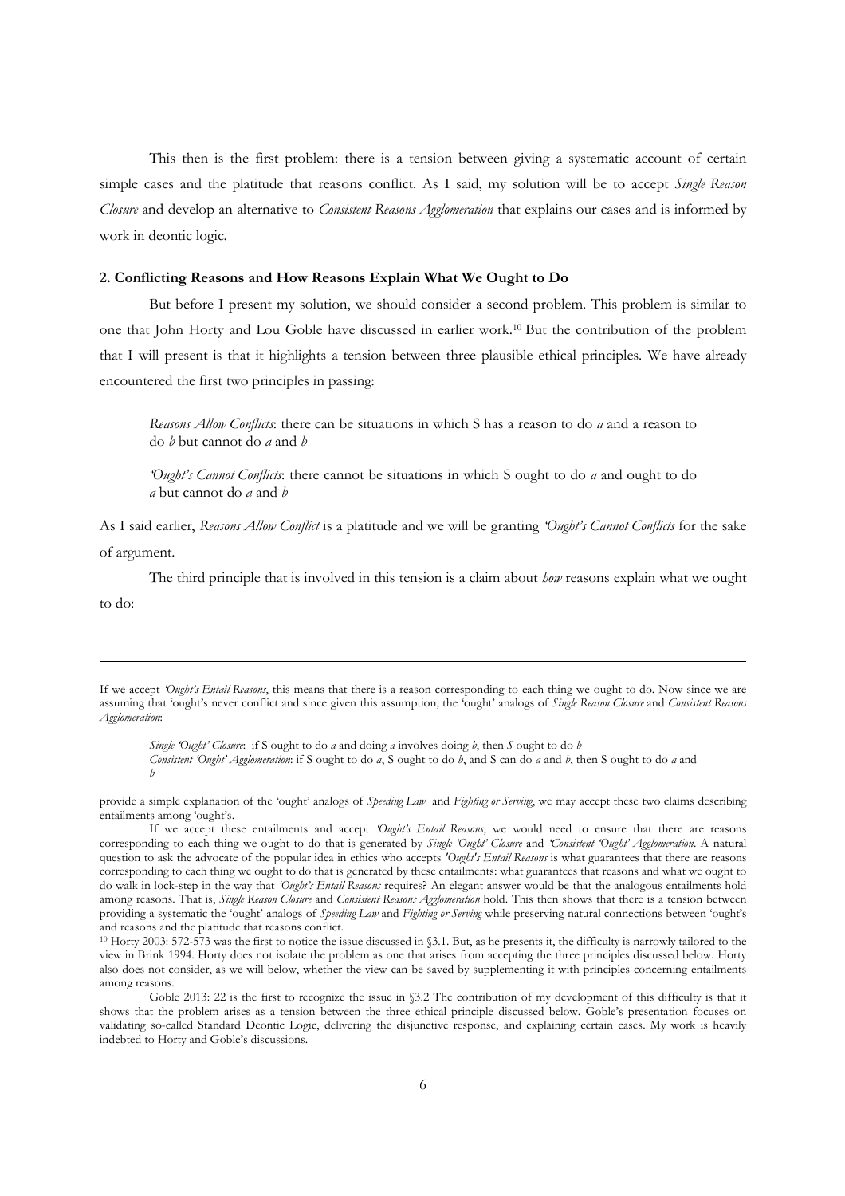This then is the first problem: there is a tension between giving a systematic account of certain simple cases and the platitude that reasons conflict. As I said, my solution will be to accept *Single Reason Closure* and develop an alternative to *Consistent Reasons Agglomeration* that explains our cases and is informed by work in deontic logic.

## 2. Conflicting Reasons and How Reasons Explain What We Ought to Do

But before I present my solution, we should consider a second problem. This problem is similar to one that John Horty and Lou Goble have discussed in earlier work.[10] But the contribution of the problem that I will present is that it highlights a tension between three plausible ethical principles. We have already encountered the first two principles in passing:

> *Reasons Allow Conflicts*: there can be situations in which S has a reason to do *a* and a reason to do *b* but cannot do *a* and *b*

> *'Ought's Cannot Conflicts*: there cannot be situations in which S ought to do *a* and ought to do *a* but cannot do *a* and *b*

As I said earlier, *Reasons Allow Conflict* is a platitude and we will be granting *'Ought's Cannot Conflicts* for the sake of argument.

The third principle that is involved in this tension is a claim about *how* reasons explain what we ought to do:

---

If we accept *'Ought's Entail Reasons*, this means that there is a reason corresponding to each thing we ought to do. Now since we are assuming that 'ought's never conflict and since given this assumption, the 'ought' analogs of *Single Reason Closure* and *Consistent Reasons Agglomeration*:

> *Single 'Ought' Closure*: if S ought to do *a* and doing *a* involves doing *b*, then *S* ought to do *b*
> *Consistent 'Ought' Agglomeration*: if S ought to do *a*, S ought to do *b*, and S can do *a* and *b*, then S ought to do *a* and *b*

provide a simple explanation of the 'ought' analogs of *Speeding Law* and *Fighting or Serving*, we may accept these two claims describing entailments among 'ought's.

If we accept these entailments and accept *'Ought's Entail Reasons*, we would need to ensure that there are reasons corresponding to each thing we ought to do that is generated by *Single 'Ought' Closure* and *'Consistent 'Ought' Agglomeration*. A natural question to ask the advocate of the popular idea in ethics who accepts *'Ought's Entail Reasons* is what guarantees that there are reasons corresponding to each thing we ought to do that is generated by these entailments: what guarantees that reasons and what we ought to do walk in lock-step in the way that *'Ought's Entail Reasons* requires? An elegant answer would be that the analogous entailments hold among reasons. That is, *Single Reason Closure* and *Consistent Reasons Agglomeration* hold. This then shows that there is a tension between providing a systematic the 'ought' analogs of *Speeding Law* and *Fighting or Serving* while preserving natural connections between 'ought's and reasons and the platitude that reasons conflict.

[10] Horty 2003: 572-573 was the first to notice the issue discussed in §3.1. But, as he presents it, the difficulty is narrowly tailored to the view in Brink 1994. Horty does not isolate the problem as one that arises from accepting the three principles discussed below. Horty also does not consider, as we will below, whether the view can be saved by supplementing it with principles concerning entailments among reasons.

Goble 2013: 22 is the first to recognize the issue in §3.2 The contribution of my development of this difficulty is that it shows that the problem arises as a tension between the three ethical principle discussed below. Goble's presentation focuses on validating so-called Standard Deontic Logic, delivering the disjunctive response, and explaining certain cases. My work is heavily indebted to Horty and Goble's discussions.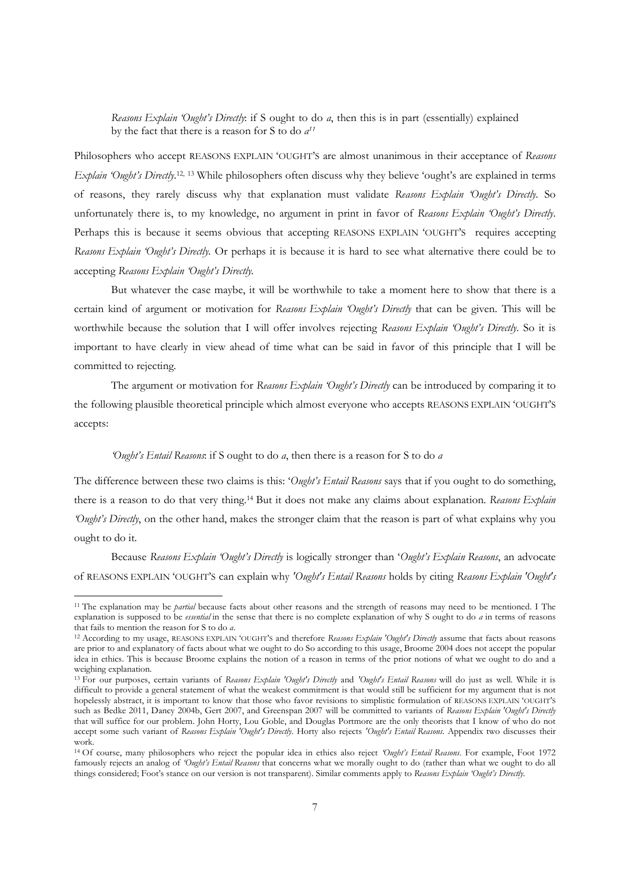*Reasons Explain 'Ought's Directly*: if S ought to do *a*, then this is in part (essentially) explained by the fact that there is a reason for S to do *a*[11]

Philosophers who accept REASONS EXPLAIN 'OUGHT'S are almost unanimous in their acceptance of *Reasons Explain 'Ought's Directly*.[12, 13] While philosophers often discuss why they believe 'ought's are explained in terms of reasons, they rarely discuss why that explanation must validate *Reasons Explain 'Ought's Directly*. So unfortunately there is, to my knowledge, no argument in print in favor of *Reasons Explain 'Ought's Directly*. Perhaps this is because it seems obvious that accepting REASONS EXPLAIN 'OUGHT'S requires accepting *Reasons Explain 'Ought's Directly*. Or perhaps it is because it is hard to see what alternative there could be to accepting *Reasons Explain 'Ought's Directly*.

But whatever the case maybe, it will be worthwhile to take a moment here to show that there is a certain kind of argument or motivation for *Reasons Explain 'Ought's Directly* that can be given. This will be worthwhile because the solution that I will offer involves rejecting *Reasons Explain 'Ought's Directly*. So it is important to have clearly in view ahead of time what can be said in favor of this principle that I will be committed to rejecting.

The argument or motivation for *Reasons Explain 'Ought's Directly* can be introduced by comparing it to the following plausible theoretical principle which almost everyone who accepts REASONS EXPLAIN 'OUGHT'S accepts:

*'Ought's Entail Reasons*: if S ought to do *a*, then there is a reason for S to do *a*

The difference between these two claims is this: '*Ought's Entail Reasons* says that if you ought to do something, there is a reason to do that very thing.[14] But it does not make any claims about explanation. *Reasons Explain 'Ought's Directly*, on the other hand, makes the stronger claim that the reason is part of what explains why you ought to do it.

Because *Reasons Explain 'Ought's Directly* is logically stronger than '*Ought's Explain Reasons*, an advocate of REASONS EXPLAIN 'OUGHT'S can explain why *'Ought's Entail Reasons* holds by citing *Reasons Explain 'Ought's*

---

[11] The explanation may be *partial* because facts about other reasons and the strength of reasons may need to be mentioned. I The explanation is supposed to be *essential* in the sense that there is no complete explanation of why S ought to do *a* in terms of reasons that fails to mention the reason for S to do *a*.

[12] According to my usage, REASONS EXPLAIN 'OUGHT'S and therefore *Reasons Explain 'Ought's Directly* assume that facts about reasons are prior to and explanatory of facts about what we ought to do So according to this usage, Broome 2004 does not accept the popular idea in ethics. This is because Broome explains the notion of a reason in terms of the prior notions of what we ought to do and a weighing explanation.

[13] For our purposes, certain variants of *Reasons Explain 'Ought's Directly* and *'Ought's Entail Reasons* will do just as well. While it is difficult to provide a general statement of what the weakest commitment is that would still be sufficient for my argument that is not hopelessly abstract, it is important to know that those who favor revisions to simplistic formulation of REASONS EXPLAIN 'OUGHT'S such as Bedke 2011, Dancy 2004b, Gert 2007, and Greenspan 2007 will be committed to variants of *Reasons Explain 'Ought's Directly* that will suffice for our problem. John Horty, Lou Goble, and Douglas Portmore are the only theorists that I know of who do not accept some such variant of *Reasons Explain 'Ought's Directly*. Horty also rejects *'Ought's Entail Reasons*. Appendix two discusses their work.

[14] Of course, many philosophers who reject the popular idea in ethics also reject *'Ought's Entail Reasons*. For example, Foot 1972 famously rejects an analog of *'Ought's Entail Reasons* that concerns what we morally ought to do (rather than what we ought to do all things considered; Foot's stance on our version is not transparent). Similar comments apply to *Reasons Explain 'Ought's Directly*.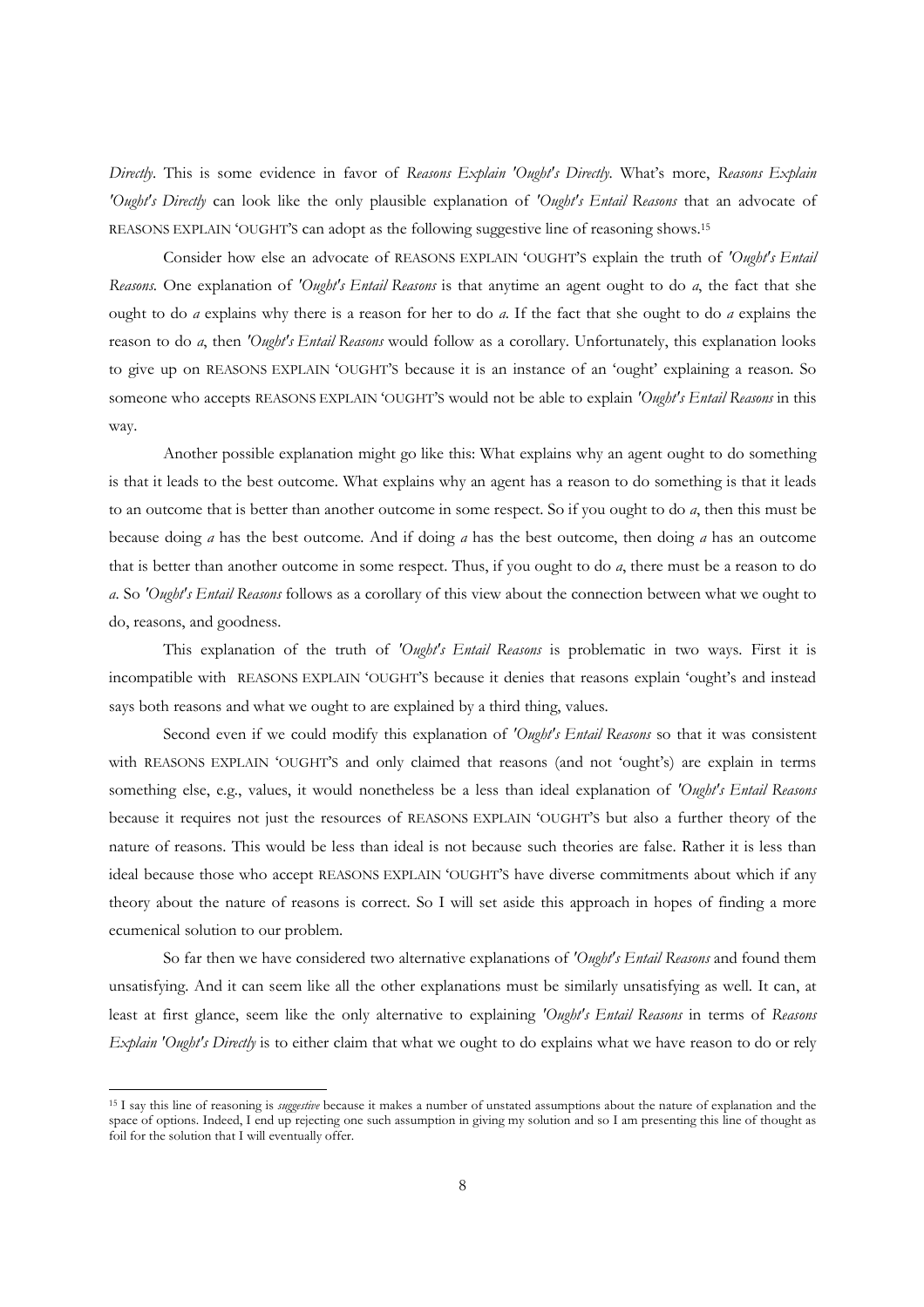*Directly*. This is some evidence in favor of *Reasons Explain 'Ought's Directly*. What's more, *Reasons Explain 'Ought's Directly* can look like the only plausible explanation of *'Ought's Entail Reasons* that an advocate of REASONS EXPLAIN 'OUGHT'S can adopt as the following suggestive line of reasoning shows.[15]

Consider how else an advocate of REASONS EXPLAIN 'OUGHT'S explain the truth of *'Ought's Entail Reasons*. One explanation of *'Ought's Entail Reasons* is that anytime an agent ought to do *a*, the fact that she ought to do *a* explains why there is a reason for her to do *a*. If the fact that she ought to do *a* explains the reason to do *a*, then *'Ought's Entail Reasons* would follow as a corollary. Unfortunately, this explanation looks to give up on REASONS EXPLAIN 'OUGHT'S because it is an instance of an 'ought' explaining a reason. So someone who accepts REASONS EXPLAIN 'OUGHT'S would not be able to explain *'Ought's Entail Reasons* in this way.

Another possible explanation might go like this: What explains why an agent ought to do something is that it leads to the best outcome. What explains why an agent has a reason to do something is that it leads to an outcome that is better than another outcome in some respect. So if you ought to do *a*, then this must be because doing *a* has the best outcome. And if doing *a* has the best outcome, then doing *a* has an outcome that is better than another outcome in some respect. Thus, if you ought to do *a*, there must be a reason to do *a*. So *'Ought's Entail Reasons* follows as a corollary of this view about the connection between what we ought to do, reasons, and goodness.

This explanation of the truth of *'Ought's Entail Reasons* is problematic in two ways. First it is incompatible with REASONS EXPLAIN 'OUGHT'S because it denies that reasons explain 'ought's and instead says both reasons and what we ought to are explained by a third thing, values.

Second even if we could modify this explanation of *'Ought's Entail Reasons* so that it was consistent with REASONS EXPLAIN 'OUGHT'S and only claimed that reasons (and not 'ought's) are explain in terms something else, e.g., values, it would nonetheless be a less than ideal explanation of *'Ought's Entail Reasons* because it requires not just the resources of REASONS EXPLAIN 'OUGHT'S but also a further theory of the nature of reasons. This would be less than ideal is not because such theories are false. Rather it is less than ideal because those who accept REASONS EXPLAIN 'OUGHT'S have diverse commitments about which if any theory about the nature of reasons is correct. So I will set aside this approach in hopes of finding a more ecumenical solution to our problem.

So far then we have considered two alternative explanations of *'Ought's Entail Reasons* and found them unsatisfying. And it can seem like all the other explanations must be similarly unsatisfying as well. It can, at least at first glance, seem like the only alternative to explaining *'Ought's Entail Reasons* in terms of *Reasons Explain 'Ought's Directly* is to either claim that what we ought to do explains what we have reason to do or rely

---

[15] I say this line of reasoning is *suggestive* because it makes a number of unstated assumptions about the nature of explanation and the space of options. Indeed, I end up rejecting one such assumption in giving my solution and so I am presenting this line of thought as foil for the solution that I will eventually offer.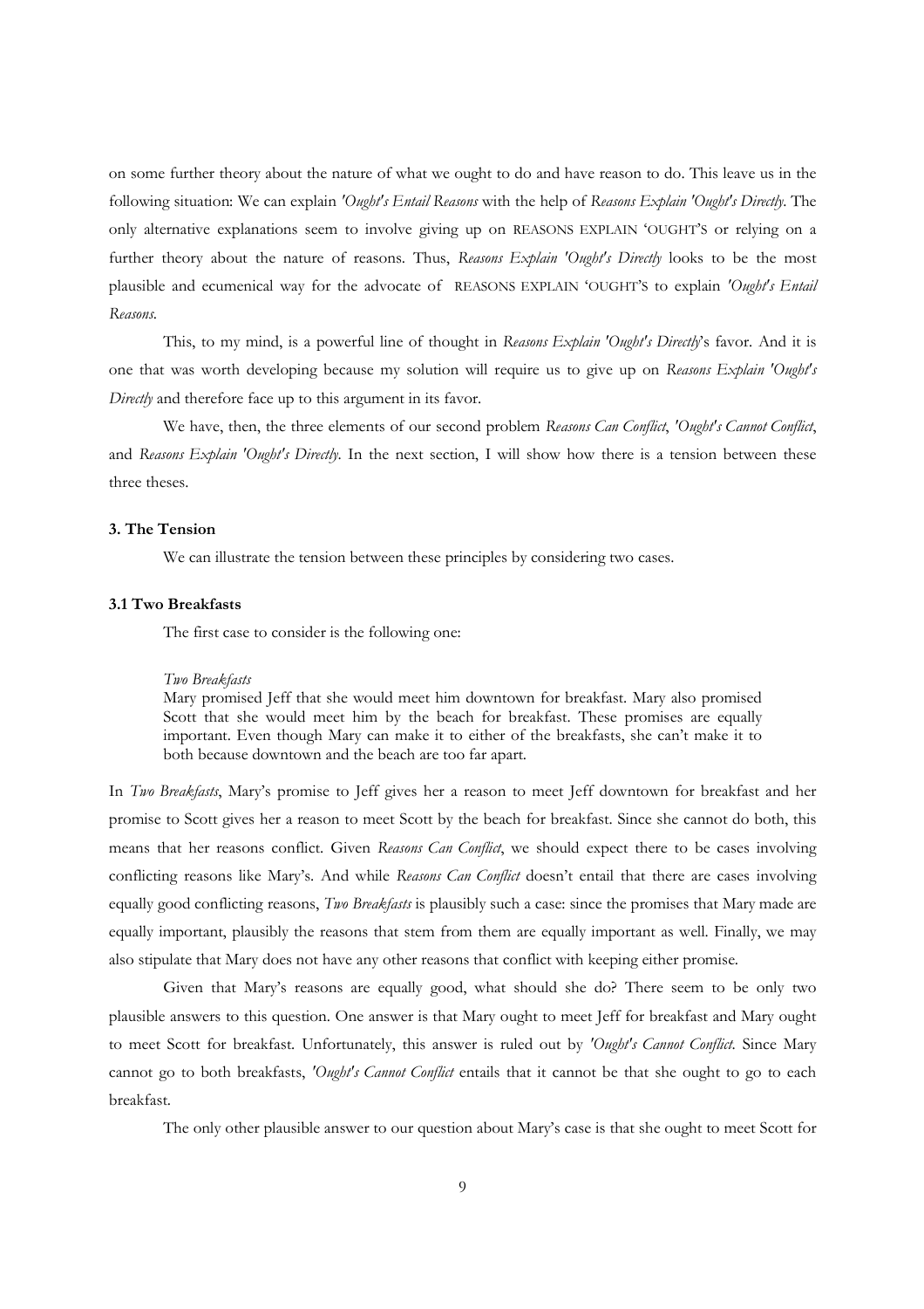on some further theory about the nature of what we ought to do and have reason to do. This leave us in the following situation: We can explain *'Ought's Entail Reasons* with the help of *Reasons Explain 'Ought's Directly*. The only alternative explanations seem to involve giving up on REASONS EXPLAIN 'OUGHT'S or relying on a further theory about the nature of reasons. Thus, *Reasons Explain 'Ought's Directly* looks to be the most plausible and ecumenical way for the advocate of REASONS EXPLAIN 'OUGHT'S to explain *'Ought's Entail Reasons*.

This, to my mind, is a powerful line of thought in *Reasons Explain 'Ought's Directly*'s favor. And it is one that was worth developing because my solution will require us to give up on *Reasons Explain 'Ought's Directly* and therefore face up to this argument in its favor.

We have, then, the three elements of our second problem *Reasons Can Conflict*, *'Ought's Cannot Conflict*, and *Reasons Explain 'Ought's Directly*. In the next section, I will show how there is a tension between these three theses.

### 3. The Tension

We can illustrate the tension between these principles by considering two cases.

### 3.1 Two Breakfasts

The first case to consider is the following one:

> *Two Breakfasts*
> Mary promised Jeff that she would meet him downtown for breakfast. Mary also promised Scott that she would meet him by the beach for breakfast. These promises are equally important. Even though Mary can make it to either of the breakfasts, she can't make it to both because downtown and the beach are too far apart.

In *Two Breakfasts*, Mary's promise to Jeff gives her a reason to meet Jeff downtown for breakfast and her promise to Scott gives her a reason to meet Scott by the beach for breakfast. Since she cannot do both, this means that her reasons conflict. Given *Reasons Can Conflict*, we should expect there to be cases involving conflicting reasons like Mary's. And while *Reasons Can Conflict* doesn't entail that there are cases involving equally good conflicting reasons, *Two Breakfasts* is plausibly such a case: since the promises that Mary made are equally important, plausibly the reasons that stem from them are equally important as well. Finally, we may also stipulate that Mary does not have any other reasons that conflict with keeping either promise.

Given that Mary's reasons are equally good, what should she do? There seem to be only two plausible answers to this question. One answer is that Mary ought to meet Jeff for breakfast and Mary ought to meet Scott for breakfast. Unfortunately, this answer is ruled out by *'Ought's Cannot Conflict*. Since Mary cannot go to both breakfasts, *'Ought's Cannot Conflict* entails that it cannot be that she ought to go to each breakfast.

The only other plausible answer to our question about Mary's case is that she ought to meet Scott for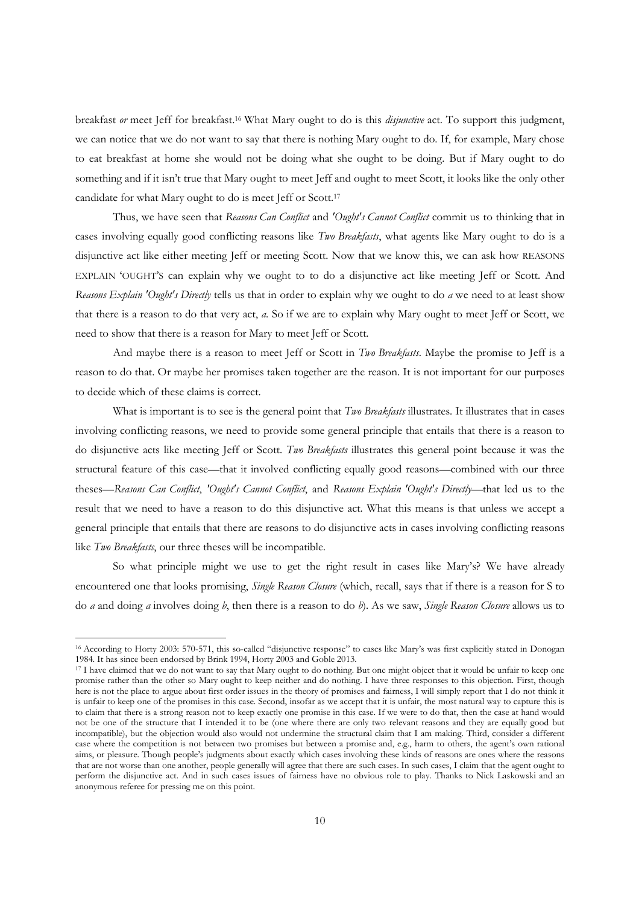breakfast *or* meet Jeff for breakfast.[16] What Mary ought to do is this *disjunctive* act. To support this judgment, we can notice that we do not want to say that there is nothing Mary ought to do. If, for example, Mary chose to eat breakfast at home she would not be doing what she ought to be doing. But if Mary ought to do something and if it isn't true that Mary ought to meet Jeff and ought to meet Scott, it looks like the only other candidate for what Mary ought to do is meet Jeff or Scott.[17]

Thus, we have seen that *Reasons Can Conflict* and *'Ought's Cannot Conflict* commit us to thinking that in cases involving equally good conflicting reasons like *Two Breakfasts*, what agents like Mary ought to do is a disjunctive act like either meeting Jeff or meeting Scott. Now that we know this, we can ask how REASONS EXPLAIN 'OUGHT'S can explain why we ought to to do a disjunctive act like meeting Jeff or Scott. And *Reasons Explain 'Ought's Directly* tells us that in order to explain why we ought to do *a* we need to at least show that there is a reason to do that very act, *a*. So if we are to explain why Mary ought to meet Jeff or Scott, we need to show that there is a reason for Mary to meet Jeff or Scott.

And maybe there is a reason to meet Jeff or Scott in *Two Breakfasts*. Maybe the promise to Jeff is a reason to do that. Or maybe her promises taken together are the reason. It is not important for our purposes to decide which of these claims is correct.

What is important is to see is the general point that *Two Breakfasts* illustrates. It illustrates that in cases involving conflicting reasons, we need to provide some general principle that entails that there is a reason to do disjunctive acts like meeting Jeff or Scott. *Two Breakfasts* illustrates this general point because it was the structural feature of this case—that it involved conflicting equally good reasons—combined with our three theses—*Reasons Can Conflict*, *'Ought's Cannot Conflict*, and *Reasons Explain 'Ought's Directly*—that led us to the result that we need to have a reason to do this disjunctive act. What this means is that unless we accept a general principle that entails that there are reasons to do disjunctive acts in cases involving conflicting reasons like *Two Breakfasts*, our three theses will be incompatible.

So what principle might we use to get the right result in cases like Mary's? We have already encountered one that looks promising, *Single Reason Closure* (which, recall, says that if there is a reason for S to do *a* and doing *a* involves doing *b*, then there is a reason to do *b*). As we saw, *Single Reason Closure* allows us to

---

[16] According to Horty 2003: 570-571, this so-called "disjunctive response" to cases like Mary's was first explicitly stated in Donogan 1984. It has since been endorsed by Brink 1994, Horty 2003 and Goble 2013.

[17] I have claimed that we do not want to say that Mary ought to do nothing. But one might object that it would be unfair to keep one promise rather than the other so Mary ought to keep neither and do nothing. I have three responses to this objection. First, though here is not the place to argue about first order issues in the theory of promises and fairness, I will simply report that I do not think it is unfair to keep one of the promises in this case. Second, insofar as we accept that it is unfair, the most natural way to capture this is to claim that there is a strong reason not to keep exactly one promise in this case. If we were to do that, then the case at hand would not be one of the structure that I intended it to be (one where there are only two relevant reasons and they are equally good but incompatible), but the objection would also would not undermine the structural claim that I am making. Third, consider a different case where the competition is not between two promises but between a promise and, e.g., harm to others, the agent's own rational aims, or pleasure. Though people's judgments about exactly which cases involving these kinds of reasons are ones where the reasons that are not worse than one another, people generally will agree that there are such cases. In such cases, I claim that the agent ought to perform the disjunctive act. And in such cases issues of fairness have no obvious role to play. Thanks to Nick Laskowski and an anonymous referee for pressing me on this point.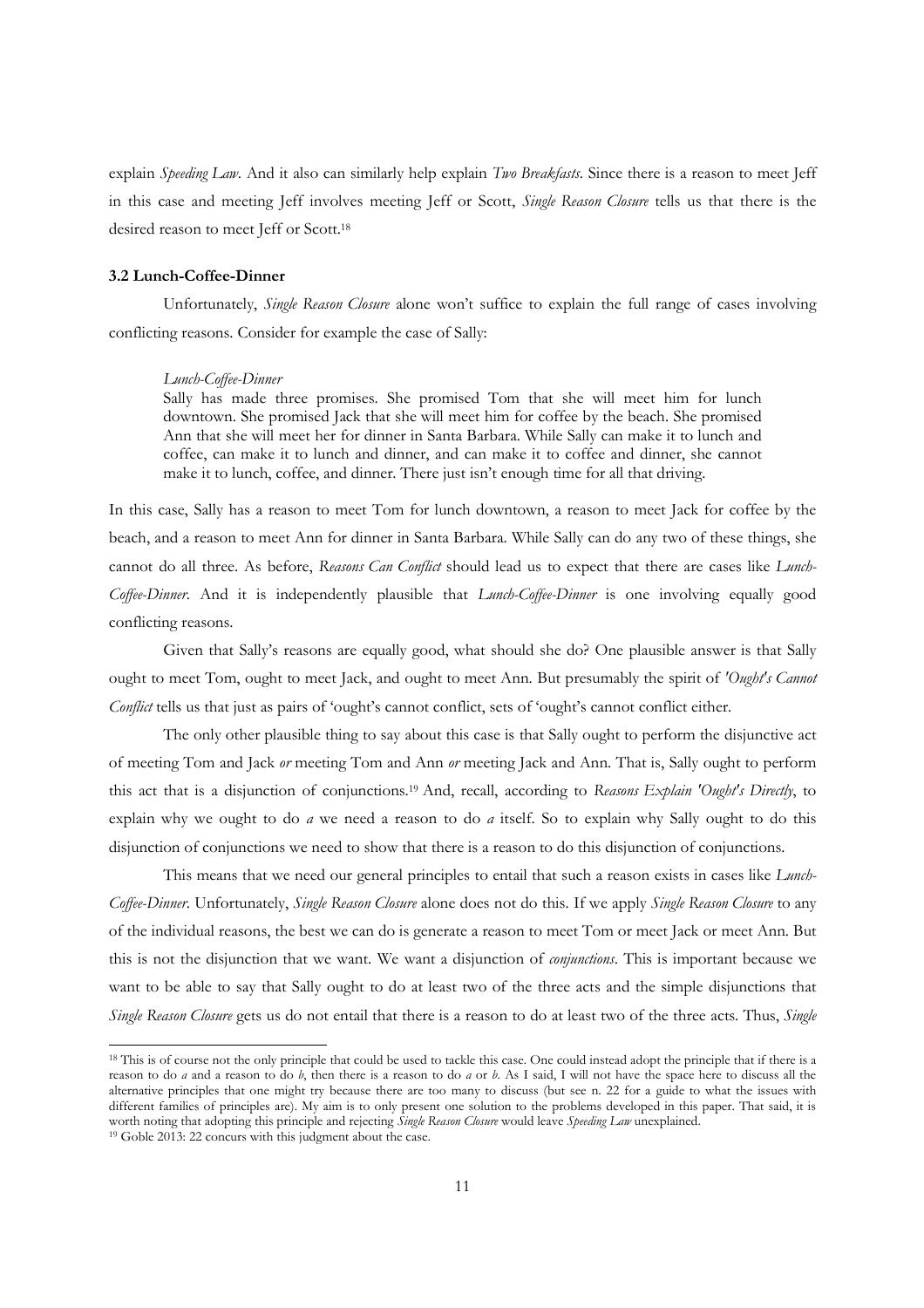explain *Speeding Law*. And it also can similarly help explain *Two Breakfasts*. Since there is a reason to meet Jeff in this case and meeting Jeff involves meeting Jeff or Scott, *Single Reason Closure* tells us that there is the desired reason to meet Jeff or Scott.[18]

### 3.2 Lunch-Coffee-Dinner

Unfortunately, *Single Reason Closure* alone won't suffice to explain the full range of cases involving conflicting reasons. Consider for example the case of Sally:

> *Lunch-Coffee-Dinner*
> Sally has made three promises. She promised Tom that she will meet him for lunch downtown. She promised Jack that she will meet him for coffee by the beach. She promised Ann that she will meet her for dinner in Santa Barbara. While Sally can make it to lunch and coffee, can make it to lunch and dinner, and can make it to coffee and dinner, she cannot make it to lunch, coffee, and dinner. There just isn't enough time for all that driving.

In this case, Sally has a reason to meet Tom for lunch downtown, a reason to meet Jack for coffee by the beach, and a reason to meet Ann for dinner in Santa Barbara. While Sally can do any two of these things, she cannot do all three. As before, *Reasons Can Conflict* should lead us to expect that there are cases like *Lunch-Coffee-Dinner*. And it is independently plausible that *Lunch-Coffee-Dinner* is one involving equally good conflicting reasons.

Given that Sally's reasons are equally good, what should she do? One plausible answer is that Sally ought to meet Tom, ought to meet Jack, and ought to meet Ann. But presumably the spirit of *'Ought's Cannot Conflict* tells us that just as pairs of 'ought's cannot conflict, sets of 'ought's cannot conflict either.

The only other plausible thing to say about this case is that Sally ought to perform the disjunctive act of meeting Tom and Jack *or* meeting Tom and Ann *or* meeting Jack and Ann. That is, Sally ought to perform this act that is a disjunction of conjunctions.[19] And, recall, according to *Reasons Explain 'Ought's Directly*, to explain why we ought to do *a* we need a reason to do *a* itself. So to explain why Sally ought to do this disjunction of conjunctions we need to show that there is a reason to do this disjunction of conjunctions.

This means that we need our general principles to entail that such a reason exists in cases like *Lunch-Coffee-Dinner*. Unfortunately, *Single Reason Closure* alone does not do this. If we apply *Single Reason Closure* to any of the individual reasons, the best we can do is generate a reason to meet Tom or meet Jack or meet Ann. But this is not the disjunction that we want. We want a disjunction of *conjunctions*. This is important because we want to be able to say that Sally ought to do at least two of the three acts and the simple disjunctions that *Single Reason Closure* gets us do not entail that there is a reason to do at least two of the three acts. Thus, *Single*

---

[18] This is of course not the only principle that could be used to tackle this case. One could instead adopt the principle that if there is a reason to do *a* and a reason to do *b*, then there is a reason to do *a* or *b*. As I said, I will not have the space here to discuss all the alternative principles that one might try because there are too many to discuss (but see n. 22 for a guide to what the issues with different families of principles are). My aim is to only present one solution to the problems developed in this paper. That said, it is worth noting that adopting this principle and rejecting *Single Reason Closure* would leave *Speeding Law* unexplained.

[19] Goble 2013: 22 concurs with this judgment about the case.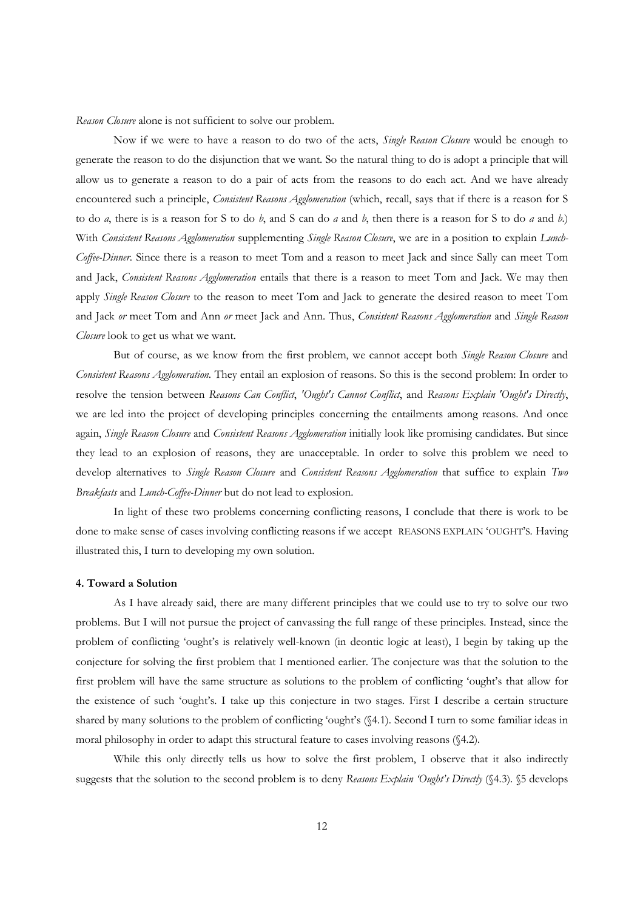*Reason Closure* alone is not sufficient to solve our problem.

Now if we were to have a reason to do two of the acts, *Single Reason Closure* would be enough to generate the reason to do the disjunction that we want. So the natural thing to do is adopt a principle that will allow us to generate a reason to do a pair of acts from the reasons to do each act. And we have already encountered such a principle, *Consistent Reasons Agglomeration* (which, recall, says that if there is a reason for S to do *a*, there is is a reason for S to do *b*, and S can do *a* and *b*, then there is a reason for S to do *a* and *b*.) With *Consistent Reasons Agglomeration* supplementing *Single Reason Closure*, we are in a position to explain *Lunch-Coffee-Dinner*. Since there is a reason to meet Tom and a reason to meet Jack and since Sally can meet Tom and Jack, *Consistent Reasons Agglomeration* entails that there is a reason to meet Tom and Jack. We may then apply *Single Reason Closure* to the reason to meet Tom and Jack to generate the desired reason to meet Tom and Jack *or* meet Tom and Ann *or* meet Jack and Ann. Thus, *Consistent Reasons Agglomeration* and *Single Reason Closure* look to get us what we want.

But of course, as we know from the first problem, we cannot accept both *Single Reason Closure* and *Consistent Reasons Agglomeration*. They entail an explosion of reasons. So this is the second problem: In order to resolve the tension between *Reasons Can Conflict*, *'Ought's Cannot Conflict*, and *Reasons Explain 'Ought's Directly*, we are led into the project of developing principles concerning the entailments among reasons. And once again, *Single Reason Closure* and *Consistent Reasons Agglomeration* initially look like promising candidates. But since they lead to an explosion of reasons, they are unacceptable. In order to solve this problem we need to develop alternatives to *Single Reason Closure* and *Consistent Reasons Agglomeration* that suffice to explain *Two Breakfasts* and *Lunch-Coffee-Dinner* but do not lead to explosion.

In light of these two problems concerning conflicting reasons, I conclude that there is work to be done to make sense of cases involving conflicting reasons if we accept REASONS EXPLAIN 'OUGHT'S. Having illustrated this, I turn to developing my own solution.

#### 4. Toward a Solution

As I have already said, there are many different principles that we could use to try to solve our two problems. But I will not pursue the project of canvassing the full range of these principles. Instead, since the problem of conflicting 'ought's is relatively well-known (in deontic logic at least), I begin by taking up the conjecture for solving the first problem that I mentioned earlier. The conjecture was that the solution to the first problem will have the same structure as solutions to the problem of conflicting 'ought's that allow for the existence of such 'ought's. I take up this conjecture in two stages. First I describe a certain structure shared by many solutions to the problem of conflicting 'ought's (§4.1). Second I turn to some familiar ideas in moral philosophy in order to adapt this structural feature to cases involving reasons (§4.2).

While this only directly tells us how to solve the first problem, I observe that it also indirectly suggests that the solution to the second problem is to deny *Reasons Explain 'Ought's Directly* (§4.3). §5 develops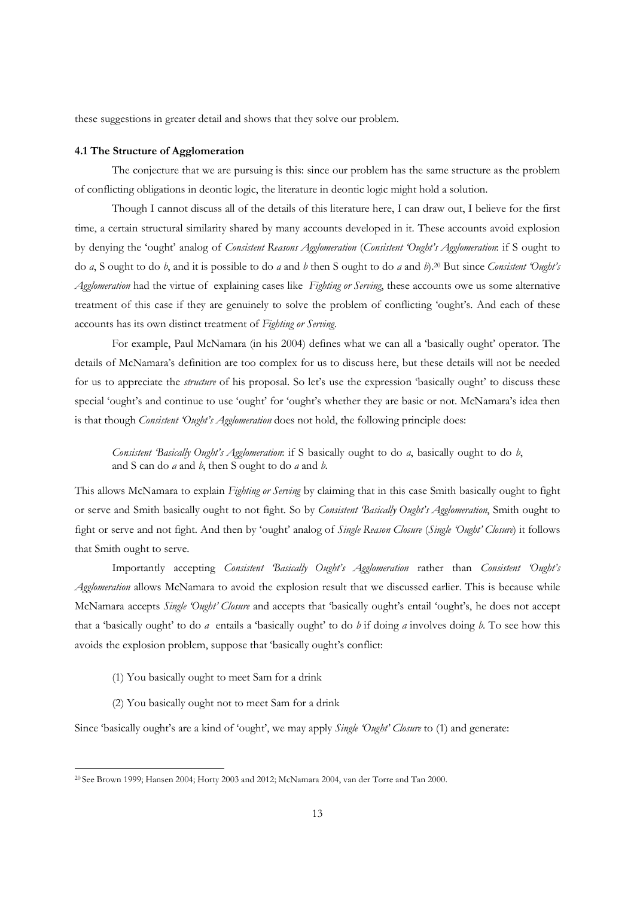these suggestions in greater detail and shows that they solve our problem.

### 4.1 The Structure of Agglomeration

The conjecture that we are pursuing is this: since our problem has the same structure as the problem of conflicting obligations in deontic logic, the literature in deontic logic might hold a solution.

Though I cannot discuss all of the details of this literature here, I can draw out, I believe for the first time, a certain structural similarity shared by many accounts developed in it. These accounts avoid explosion by denying the 'ought' analog of *Consistent Reasons Agglomeration* (*Consistent 'Ought's Agglomeration*: if S ought to do *a*, S ought to do *b*, and it is possible to do *a* and *b* then S ought to do *a* and *b*).[20] But since *Consistent 'Ought's Agglomeration* had the virtue of explaining cases like *Fighting or Serving*, these accounts owe us some alternative treatment of this case if they are genuinely to solve the problem of conflicting 'ought's. And each of these accounts has its own distinct treatment of *Fighting or Serving*.

For example, Paul McNamara (in his 2004) defines what we can all a 'basically ought' operator. The details of McNamara's definition are too complex for us to discuss here, but these details will not be needed for us to appreciate the *structure* of his proposal. So let's use the expression 'basically ought' to discuss these special 'ought's and continue to use 'ought' for 'ought's whether they are basic or not. McNamara's idea then is that though *Consistent 'Ought's Agglomeration* does not hold, the following principle does:

> *Consistent 'Basically Ought's Agglomeration*: if S basically ought to do *a*, basically ought to do *b*, and S can do *a* and *b*, then S ought to do *a* and *b*.

This allows McNamara to explain *Fighting or Serving* by claiming that in this case Smith basically ought to fight or serve and Smith basically ought to not fight. So by *Consistent 'Basically Ought's Agglomeration*, Smith ought to fight or serve and not fight. And then by 'ought' analog of *Single Reason Closure* (*Single 'Ought' Closure*) it follows that Smith ought to serve.

Importantly accepting *Consistent 'Basically Ought's Agglomeration* rather than *Consistent 'Ought's Agglomeration* allows McNamara to avoid the explosion result that we discussed earlier. This is because while McNamara accepts *Single 'Ought' Closure* and accepts that 'basically ought's entail 'ought's, he does not accept that a 'basically ought' to do *a* entails a 'basically ought' to do *b* if doing *a* involves doing *b*. To see how this avoids the explosion problem, suppose that 'basically ought's conflict:

(1) You basically ought to meet Sam for a drink

(2) You basically ought not to meet Sam for a drink

Since 'basically ought's are a kind of 'ought', we may apply *Single 'Ought' Closure* to (1) and generate:

[20] See Brown 1999; Hansen 2004; Horty 2003 and 2012; McNamara 2004, van der Torre and Tan 2000.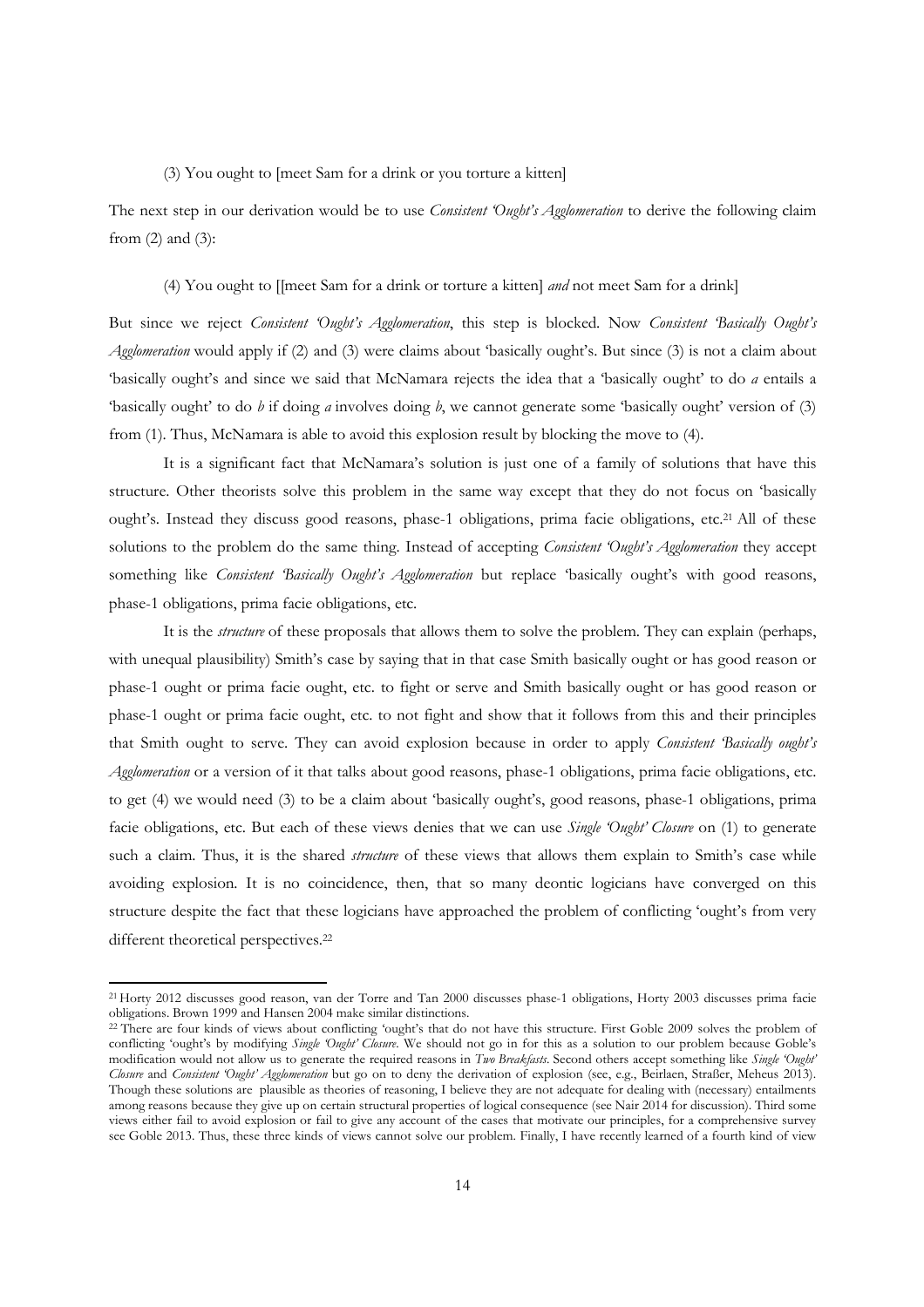(3) You ought to [meet Sam for a drink or you torture a kitten]

The next step in our derivation would be to use *Consistent 'Ought's Agglomeration* to derive the following claim from (2) and (3):

(4) You ought to [[meet Sam for a drink or torture a kitten] *and* not meet Sam for a drink]

But since we reject *Consistent 'Ought's Agglomeration*, this step is blocked. Now *Consistent 'Basically Ought's Agglomeration* would apply if (2) and (3) were claims about 'basically ought's. But since (3) is not a claim about 'basically ought's and since we said that McNamara rejects the idea that a 'basically ought' to do *a* entails a 'basically ought' to do *b* if doing *a* involves doing *b*, we cannot generate some 'basically ought' version of (3) from (1). Thus, McNamara is able to avoid this explosion result by blocking the move to (4).

It is a significant fact that McNamara's solution is just one of a family of solutions that have this structure. Other theorists solve this problem in the same way except that they do not focus on 'basically ought's. Instead they discuss good reasons, phase-1 obligations, prima facie obligations, etc.[21] All of these solutions to the problem do the same thing. Instead of accepting *Consistent 'Ought's Agglomeration* they accept something like *Consistent 'Basically Ought's Agglomeration* but replace 'basically ought's with good reasons, phase-1 obligations, prima facie obligations, etc.

It is the *structure* of these proposals that allows them to solve the problem. They can explain (perhaps, with unequal plausibility) Smith's case by saying that in that case Smith basically ought or has good reason or phase-1 ought or prima facie ought, etc. to fight or serve and Smith basically ought or has good reason or phase-1 ought or prima facie ought, etc. to not fight and show that it follows from this and their principles that Smith ought to serve. They can avoid explosion because in order to apply *Consistent 'Basically ought's Agglomeration* or a version of it that talks about good reasons, phase-1 obligations, prima facie obligations, etc. to get (4) we would need (3) to be a claim about 'basically ought's, good reasons, phase-1 obligations, prima facie obligations, etc. But each of these views denies that we can use *Single 'Ought' Closure* on (1) to generate such a claim. Thus, it is the shared *structure* of these views that allows them explain to Smith's case while avoiding explosion. It is no coincidence, then, that so many deontic logicians have converged on this structure despite the fact that these logicians have approached the problem of conflicting 'ought's from very different theoretical perspectives.[22]

---

[21] Horty 2012 discusses good reason, van der Torre and Tan 2000 discusses phase-1 obligations, Horty 2003 discusses prima facie obligations. Brown 1999 and Hansen 2004 make similar distinctions.

[22] There are four kinds of views about conflicting 'ought's that do not have this structure. First Goble 2009 solves the problem of conflicting 'ought's by modifying *Single 'Ought' Closure*. We should not go in for this as a solution to our problem because Goble's modification would not allow us to generate the required reasons in *Two Breakfasts*. Second others accept something like *Single 'Ought' Closure* and *Consistent 'Ought' Agglomeration* but go on to deny the derivation of explosion (see, e.g., Beirlaen, Straßer, Meheus 2013). Though these solutions are plausible as theories of reasoning, I believe they are not adequate for dealing with (necessary) entailments among reasons because they give up on certain structural properties of logical consequence (see Nair 2014 for discussion). Third some views either fail to avoid explosion or fail to give any account of the cases that motivate our principles, for a comprehensive survey see Goble 2013. Thus, these three kinds of views cannot solve our problem. Finally, I have recently learned of a fourth kind of view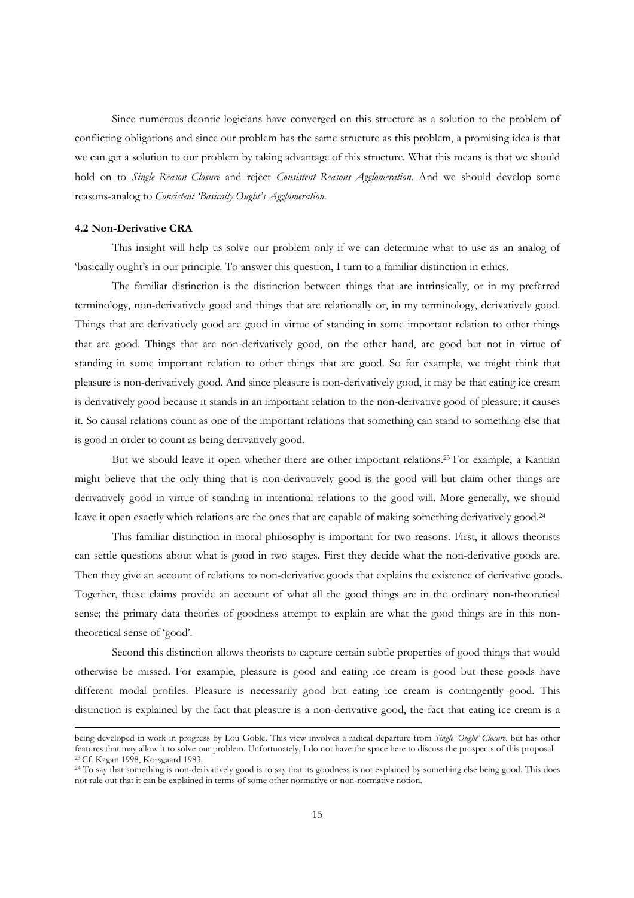Since numerous deontic logicians have converged on this structure as a solution to the problem of conflicting obligations and since our problem has the same structure as this problem, a promising idea is that we can get a solution to our problem by taking advantage of this structure. What this means is that we should hold on to *Single Reason Closure* and reject *Consistent Reasons Agglomeration*. And we should develop some reasons-analog to *Consistent 'Basically Ought's Agglomeration*.

### 4.2 Non-Derivative CRA

This insight will help us solve our problem only if we can determine what to use as an analog of 'basically ought's in our principle. To answer this question, I turn to a familiar distinction in ethics.

The familiar distinction is the distinction between things that are intrinsically, or in my preferred terminology, non-derivatively good and things that are relationally or, in my terminology, derivatively good. Things that are derivatively good are good in virtue of standing in some important relation to other things that are good. Things that are non-derivatively good, on the other hand, are good but not in virtue of standing in some important relation to other things that are good. So for example, we might think that pleasure is non-derivatively good. And since pleasure is non-derivatively good, it may be that eating ice cream is derivatively good because it stands in an important relation to the non-derivative good of pleasure; it causes it. So causal relations count as one of the important relations that something can stand to something else that is good in order to count as being derivatively good.

But we should leave it open whether there are other important relations.[23] For example, a Kantian might believe that the only thing that is non-derivatively good is the good will but claim other things are derivatively good in virtue of standing in intentional relations to the good will. More generally, we should leave it open exactly which relations are the ones that are capable of making something derivatively good.[24]

This familiar distinction in moral philosophy is important for two reasons. First, it allows theorists can settle questions about what is good in two stages. First they decide what the non-derivative goods are. Then they give an account of relations to non-derivative goods that explains the existence of derivative goods. Together, these claims provide an account of what all the good things are in the ordinary non-theoretical sense; the primary data theories of goodness attempt to explain are what the good things are in this non-theoretical sense of 'good'.

Second this distinction allows theorists to capture certain subtle properties of good things that would otherwise be missed. For example, pleasure is good and eating ice cream is good but these goods have different modal profiles. Pleasure is necessarily good but eating ice cream is contingently good. This distinction is explained by the fact that pleasure is a non-derivative good, the fact that eating ice cream is a

---

being developed in work in progress by Lou Goble. This view involves a radical departure from *Single 'Ought' Closure*, but has other features that may allow it to solve our problem. Unfortunately, I do not have the space here to discuss the prospects of this proposal.

[23] Cf. Kagan 1998, Korsgaard 1983.

[24] To say that something is non-derivatively good is to say that its goodness is not explained by something else being good. This does not rule out that it can be explained in terms of some other normative or non-normative notion.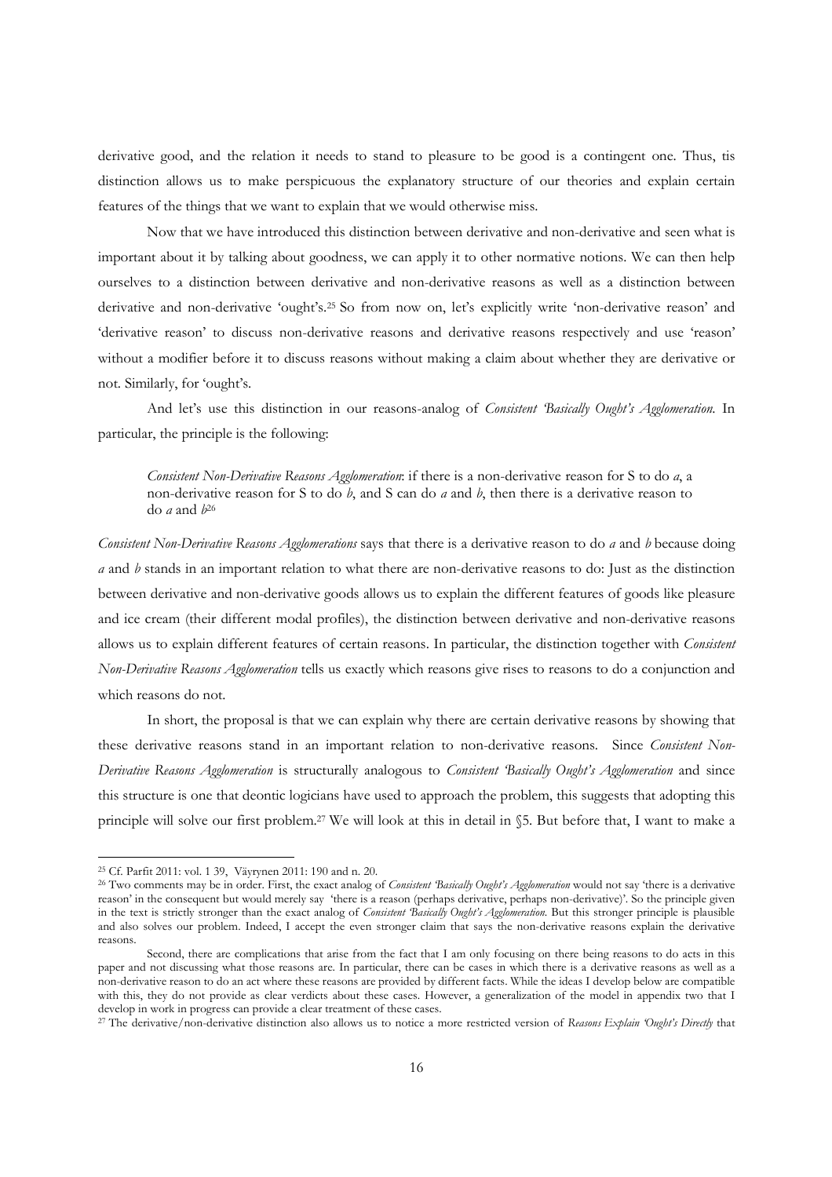derivative good, and the relation it needs to stand to pleasure to be good is a contingent one. Thus, tis distinction allows us to make perspicuous the explanatory structure of our theories and explain certain features of the things that we want to explain that we would otherwise miss.

Now that we have introduced this distinction between derivative and non-derivative and seen what is important about it by talking about goodness, we can apply it to other normative notions. We can then help ourselves to a distinction between derivative and non-derivative reasons as well as a distinction between derivative and non-derivative 'ought's.[25] So from now on, let's explicitly write 'non-derivative reason' and 'derivative reason' to discuss non-derivative reasons and derivative reasons respectively and use 'reason' without a modifier before it to discuss reasons without making a claim about whether they are derivative or not. Similarly, for 'ought's.

And let's use this distinction in our reasons-analog of *Consistent 'Basically Ought's Agglomeration*. In particular, the principle is the following:

> *Consistent Non-Derivative Reasons Agglomeration*: if there is a non-derivative reason for S to do *a*, a non-derivative reason for S to do *b*, and S can do *a* and *b*, then there is a derivative reason to do *a* and *b*[26]

*Consistent Non-Derivative Reasons Agglomerations* says that there is a derivative reason to do *a* and *b* because doing *a* and *b* stands in an important relation to what there are non-derivative reasons to do: Just as the distinction between derivative and non-derivative goods allows us to explain the different features of goods like pleasure and ice cream (their different modal profiles), the distinction between derivative and non-derivative reasons allows us to explain different features of certain reasons. In particular, the distinction together with *Consistent Non-Derivative Reasons Agglomeration* tells us exactly which reasons give rises to reasons to do a conjunction and which reasons do not.

In short, the proposal is that we can explain why there are certain derivative reasons by showing that these derivative reasons stand in an important relation to non-derivative reasons. Since *Consistent Non-Derivative Reasons Agglomeration* is structurally analogous to *Consistent 'Basically Ought's Agglomeration* and since this structure is one that deontic logicians have used to approach the problem, this suggests that adopting this principle will solve our first problem.[27] We will look at this in detail in §5. But before that, I want to make a

---

[25] Cf. Parfit 2011: vol. 1 39, Väyrynen 2011: 190 and n. 20.

[26] Two comments may be in order. First, the exact analog of *Consistent 'Basically Ought's Agglomeration* would not say 'there is a derivative reason' in the consequent but would merely say 'there is a reason (perhaps derivative, perhaps non-derivative)'. So the principle given in the text is strictly stronger than the exact analog of *Consistent 'Basically Ought's Agglomeration*. But this stronger principle is plausible and also solves our problem. Indeed, I accept the even stronger claim that says the non-derivative reasons explain the derivative reasons.

Second, there are complications that arise from the fact that I am only focusing on there being reasons to do acts in this paper and not discussing what those reasons are. In particular, there can be cases in which there is a derivative reasons as well as a non-derivative reason to do an act where these reasons are provided by different facts. While the ideas I develop below are compatible with this, they do not provide as clear verdicts about these cases. However, a generalization of the model in appendix two that I develop in work in progress can provide a clear treatment of these cases.

[27] The derivative/non-derivative distinction also allows us to notice a more restricted version of *Reasons Explain 'Ought's Directly* that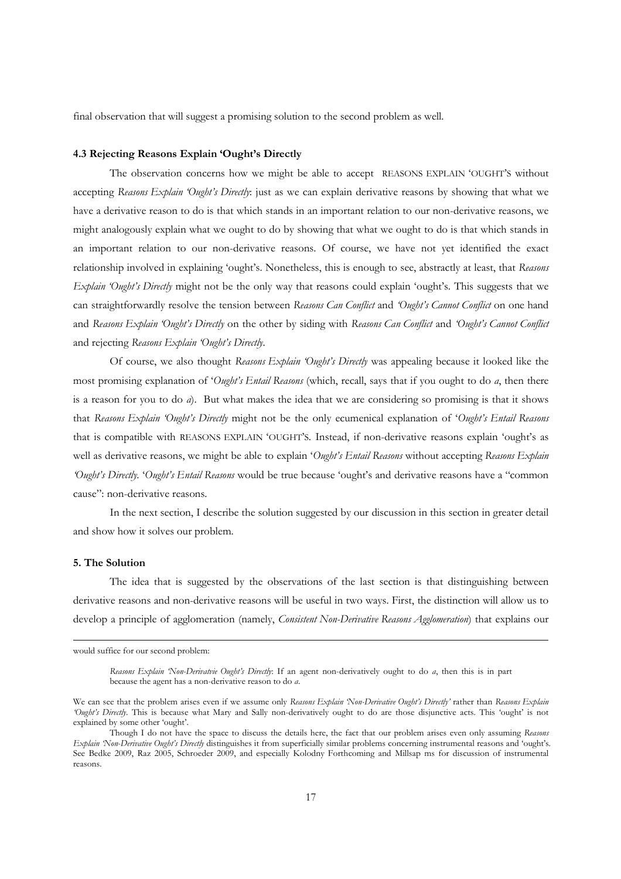final observation that will suggest a promising solution to the second problem as well.

### 4.3 Rejecting Reasons Explain 'Ought's Directly

The observation concerns how we might be able to accept REASONS EXPLAIN 'OUGHT'S without accepting *Reasons Explain 'Ought's Directly*: just as we can explain derivative reasons by showing that what we have a derivative reason to do is that which stands in an important relation to our non-derivative reasons, we might analogously explain what we ought to do by showing that what we ought to do is that which stands in an important relation to our non-derivative reasons. Of course, we have not yet identified the exact relationship involved in explaining 'ought's. Nonetheless, this is enough to see, abstractly at least, that *Reasons Explain 'Ought's Directly* might not be the only way that reasons could explain 'ought's. This suggests that we can straightforwardly resolve the tension between *Reasons Can Conflict* and *'Ought's Cannot Conflict* on one hand and *Reasons Explain 'Ought's Directly* on the other by siding with *Reasons Can Conflict* and *'Ought's Cannot Conflict* and rejecting *Reasons Explain 'Ought's Directly*.

Of course, we also thought *Reasons Explain 'Ought's Directly* was appealing because it looked like the most promising explanation of '*Ought's Entail Reasons* (which, recall, says that if you ought to do *a*, then there is a reason for you to do *a*). But what makes the idea that we are considering so promising is that it shows that *Reasons Explain 'Ought's Directly* might not be the only ecumenical explanation of '*Ought's Entail Reasons* that is compatible with REASONS EXPLAIN 'OUGHT'S. Instead, if non-derivative reasons explain 'ought's as well as derivative reasons, we might be able to explain '*Ought's Entail Reasons* without accepting *Reasons Explain 'Ought's Directly*. '*Ought's Entail Reasons* would be true because 'ought's and derivative reasons have a "common cause": non-derivative reasons.

In the next section, I describe the solution suggested by our discussion in this section in greater detail and show how it solves our problem.

## 5. The Solution

The idea that is suggested by the observations of the last section is that distinguishing between derivative reasons and non-derivative reasons will be useful in two ways. First, the distinction will allow us to develop a principle of agglomeration (namely, *Consistent Non-Derivative Reasons Agglomeration*) that explains our

---

would suffice for our second problem:

> *Reasons Explain 'Non-Derivatvie Ought's Directly*: If an agent non-derivatively ought to do *a*, then this is in part because the agent has a non-derivative reason to do *a*.

We can see that the problem arises even if we assume only *Reasons Explain 'Non-Derivative Ought's Directly'* rather than *Reasons Explain 'Ought's Directly*. This is because what Mary and Sally non-derivatively ought to do are those disjunctive acts. This 'ought' is not explained by some other 'ought'.

Though I do not have the space to discuss the details here, the fact that our problem arises even only assuming *Reasons Explain 'Non-Derivative Ought's Directly* distinguishes it from superficially similar problems concerning instrumental reasons and 'ought's. See Bedke 2009, Raz 2005, Schroeder 2009, and especially Kolodny Forthcoming and Millsap ms for discussion of instrumental reasons.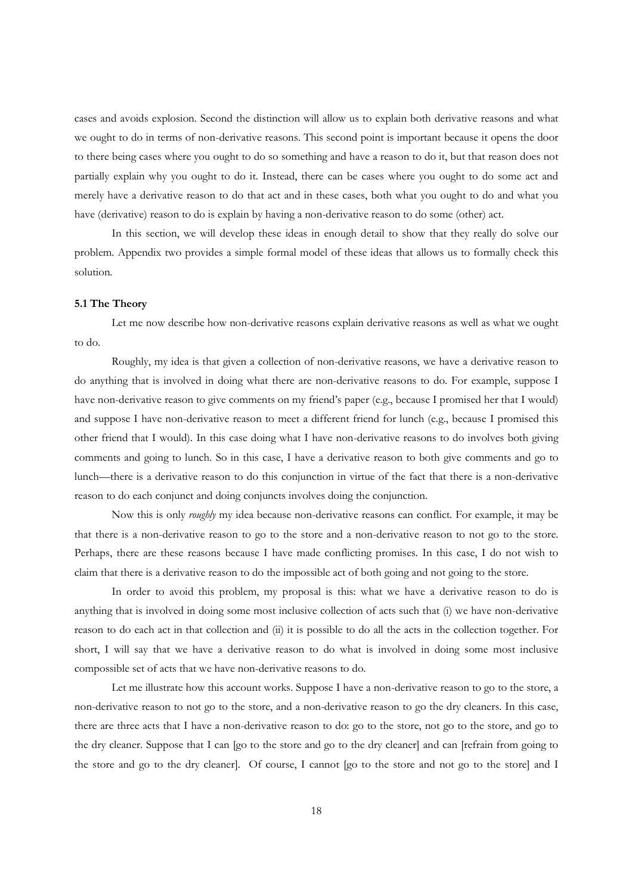cases and avoids explosion. Second the distinction will allow us to explain both derivative reasons and what we ought to do in terms of non-derivative reasons. This second point is important because it opens the door to there being cases where you ought to do so something and have a reason to do it, but that reason does not partially explain why you ought to do it. Instead, there can be cases where you ought to do some act and merely have a derivative reason to do that act and in these cases, both what you ought to do and what you have (derivative) reason to do is explain by having a non-derivative reason to do some (other) act.

In this section, we will develop these ideas in enough detail to show that they really do solve our problem. Appendix two provides a simple formal model of these ideas that allows us to formally check this solution.

### 5.1 The Theory

Let me now describe how non-derivative reasons explain derivative reasons as well as what we ought to do.

Roughly, my idea is that given a collection of non-derivative reasons, we have a derivative reason to do anything that is involved in doing what there are non-derivative reasons to do. For example, suppose I have non-derivative reason to give comments on my friend's paper (e.g., because I promised her that I would) and suppose I have non-derivative reason to meet a different friend for lunch (e.g., because I promised this other friend that I would). In this case doing what I have non-derivative reasons to do involves both giving comments and going to lunch. So in this case, I have a derivative reason to both give comments and go to lunch—there is a derivative reason to do this conjunction in virtue of the fact that there is a non-derivative reason to do each conjunct and doing conjuncts involves doing the conjunction.

Now this is only *roughly* my idea because non-derivative reasons can conflict. For example, it may be that there is a non-derivative reason to go to the store and a non-derivative reason to not go to the store. Perhaps, there are these reasons because I have made conflicting promises. In this case, I do not wish to claim that there is a derivative reason to do the impossible act of both going and not going to the store.

In order to avoid this problem, my proposal is this: what we have a derivative reason to do is anything that is involved in doing some most inclusive collection of acts such that (i) we have non-derivative reason to do each act in that collection and (ii) it is possible to do all the acts in the collection together. For short, I will say that we have a derivative reason to do what is involved in doing some most inclusive compossible set of acts that we have non-derivative reasons to do.

Let me illustrate how this account works. Suppose I have a non-derivative reason to go to the store, a non-derivative reason to not go to the store, and a non-derivative reason to go the dry cleaners. In this case, there are three acts that I have a non-derivative reason to do: go to the store, not go to the store, and go to the dry cleaner. Suppose that I can [go to the store and go to the dry cleaner] and can [refrain from going to the store and go to the dry cleaner]. Of course, I cannot [go to the store and not go to the store] and I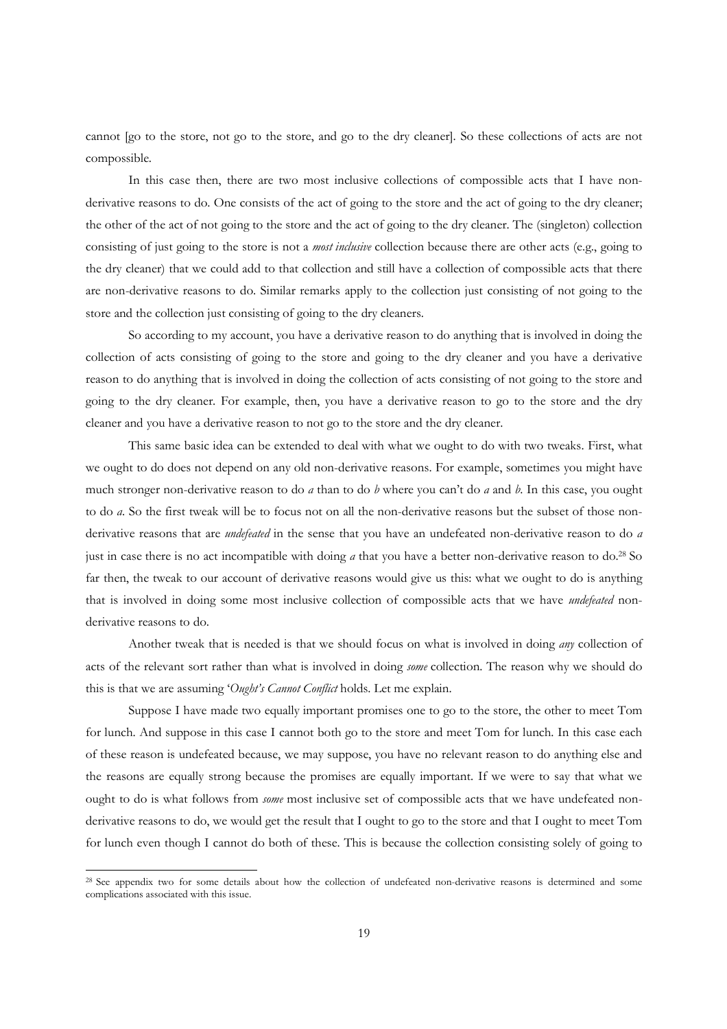cannot [go to the store, not go to the store, and go to the dry cleaner]. So these collections of acts are not compossible.

In this case then, there are two most inclusive collections of compossible acts that I have non-derivative reasons to do. One consists of the act of going to the store and the act of going to the dry cleaner; the other of the act of not going to the store and the act of going to the dry cleaner. The (singleton) collection consisting of just going to the store is not a *most inclusive* collection because there are other acts (e.g., going to the dry cleaner) that we could add to that collection and still have a collection of compossible acts that there are non-derivative reasons to do. Similar remarks apply to the collection just consisting of not going to the store and the collection just consisting of going to the dry cleaners.

So according to my account, you have a derivative reason to do anything that is involved in doing the collection of acts consisting of going to the store and going to the dry cleaner and you have a derivative reason to do anything that is involved in doing the collection of acts consisting of not going to the store and going to the dry cleaner. For example, then, you have a derivative reason to go to the store and the dry cleaner and you have a derivative reason to not go to the store and the dry cleaner.

This same basic idea can be extended to deal with what we ought to do with two tweaks. First, what we ought to do does not depend on any old non-derivative reasons. For example, sometimes you might have much stronger non-derivative reason to do *a* than to do *b* where you can't do *a* and *b*. In this case, you ought to do *a*. So the first tweak will be to focus not on all the non-derivative reasons but the subset of those non-derivative reasons that are *undefeated* in the sense that you have an undefeated non-derivative reason to do *a* just in case there is no act incompatible with doing *a* that you have a better non-derivative reason to do.[28] So far then, the tweak to our account of derivative reasons would give us this: what we ought to do is anything that is involved in doing some most inclusive collection of compossible acts that we have *undefeated* non-derivative reasons to do.

Another tweak that is needed is that we should focus on what is involved in doing *any* collection of acts of the relevant sort rather than what is involved in doing *some* collection. The reason why we should do this is that we are assuming '*Ought's Cannot Conflict* holds. Let me explain.

Suppose I have made two equally important promises one to go to the store, the other to meet Tom for lunch. And suppose in this case I cannot both go to the store and meet Tom for lunch. In this case each of these reason is undefeated because, we may suppose, you have no relevant reason to do anything else and the reasons are equally strong because the promises are equally important. If we were to say that what we ought to do is what follows from *some* most inclusive set of compossible acts that we have undefeated non-derivative reasons to do, we would get the result that I ought to go to the store and that I ought to meet Tom for lunch even though I cannot do both of these. This is because the collection consisting solely of going to

[28] See appendix two for some details about how the collection of undefeated non-derivative reasons is determined and some complications associated with this issue.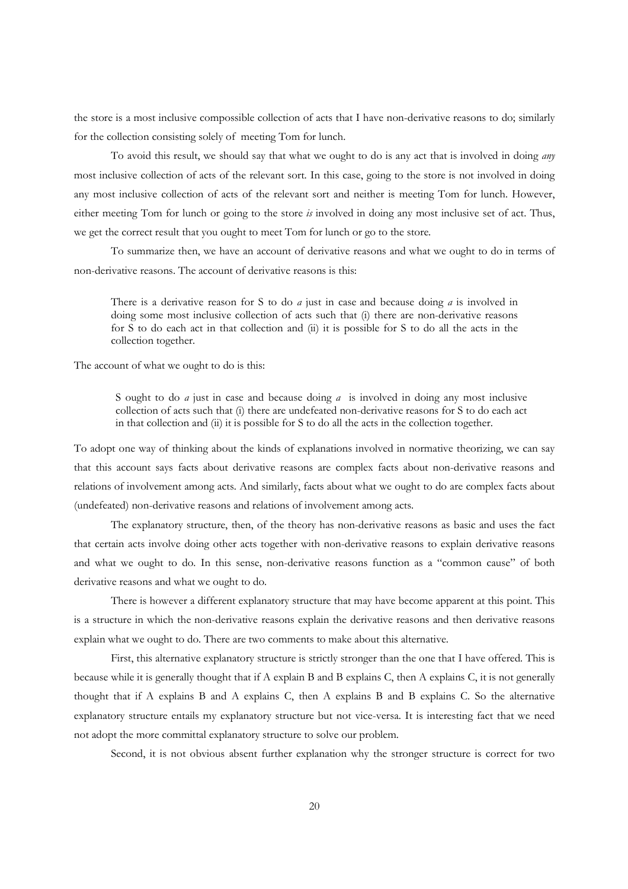the store is a most inclusive compossible collection of acts that I have non-derivative reasons to do; similarly for the collection consisting solely of meeting Tom for lunch.

To avoid this result, we should say that what we ought to do is any act that is involved in doing *any* most inclusive collection of acts of the relevant sort. In this case, going to the store is not involved in doing any most inclusive collection of acts of the relevant sort and neither is meeting Tom for lunch. However, either meeting Tom for lunch or going to the store *is* involved in doing any most inclusive set of act. Thus, we get the correct result that you ought to meet Tom for lunch or go to the store.

To summarize then, we have an account of derivative reasons and what we ought to do in terms of non-derivative reasons. The account of derivative reasons is this:

> There is a derivative reason for S to do *a* just in case and because doing *a* is involved in doing some most inclusive collection of acts such that (i) there are non-derivative reasons for S to do each act in that collection and (ii) it is possible for S to do all the acts in the collection together.

The account of what we ought to do is this:

> S ought to do *a* just in case and because doing *a* is involved in doing any most inclusive collection of acts such that (i) there are undefeated non-derivative reasons for S to do each act in that collection and (ii) it is possible for S to do all the acts in the collection together.

To adopt one way of thinking about the kinds of explanations involved in normative theorizing, we can say that this account says facts about derivative reasons are complex facts about non-derivative reasons and relations of involvement among acts. And similarly, facts about what we ought to do are complex facts about (undefeated) non-derivative reasons and relations of involvement among acts.

The explanatory structure, then, of the theory has non-derivative reasons as basic and uses the fact that certain acts involve doing other acts together with non-derivative reasons to explain derivative reasons and what we ought to do. In this sense, non-derivative reasons function as a "common cause" of both derivative reasons and what we ought to do.

There is however a different explanatory structure that may have become apparent at this point. This is a structure in which the non-derivative reasons explain the derivative reasons and then derivative reasons explain what we ought to do. There are two comments to make about this alternative.

First, this alternative explanatory structure is strictly stronger than the one that I have offered. This is because while it is generally thought that if A explain B and B explains C, then A explains C, it is not generally thought that if A explains B and A explains C, then A explains B and B explains C. So the alternative explanatory structure entails my explanatory structure but not vice-versa. It is interesting fact that we need not adopt the more committal explanatory structure to solve our problem.

Second, it is not obvious absent further explanation why the stronger structure is correct for two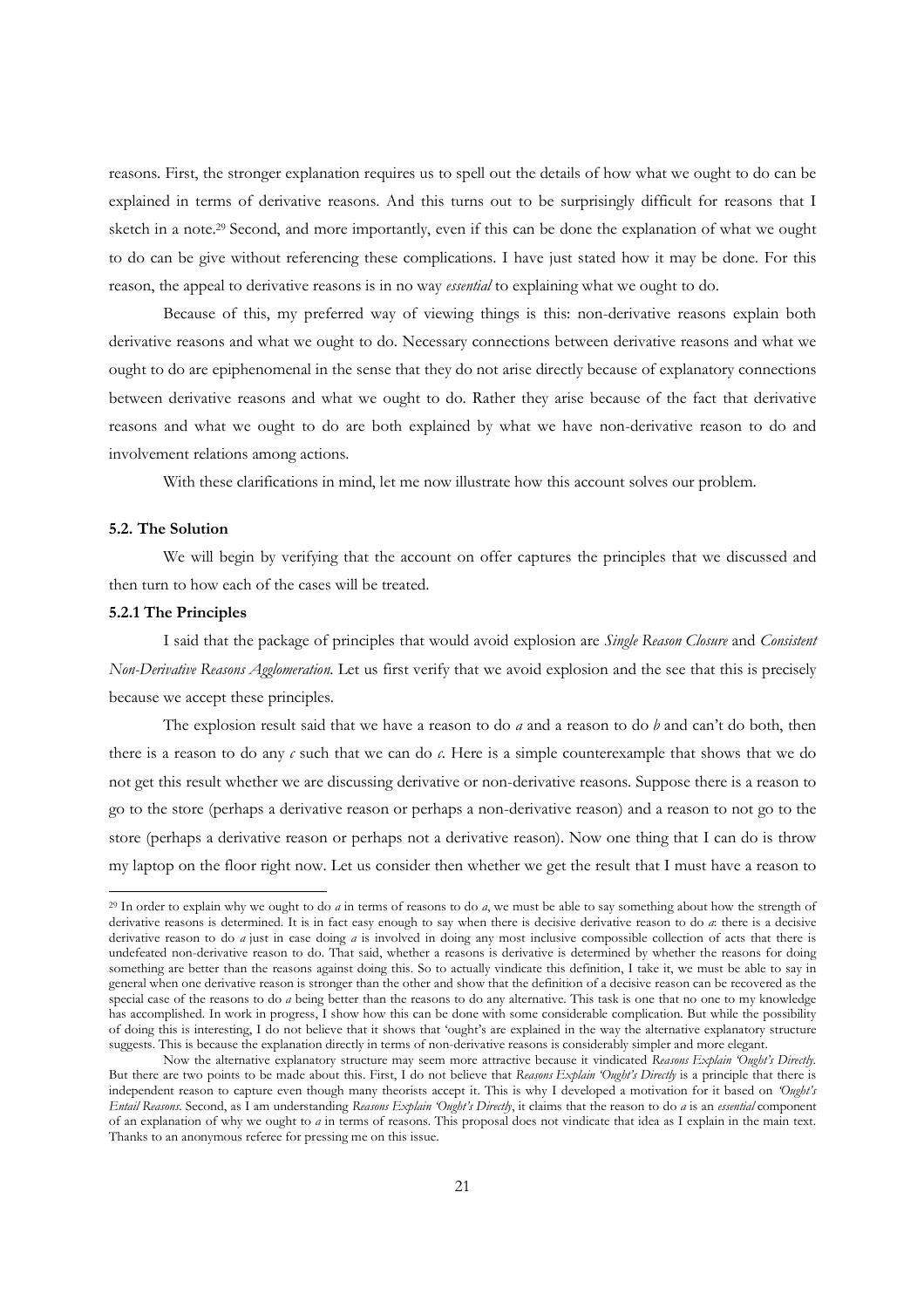reasons. First, the stronger explanation requires us to spell out the details of how what we ought to do can be explained in terms of derivative reasons. And this turns out to be surprisingly difficult for reasons that I sketch in a note.[29] Second, and more importantly, even if this can be done the explanation of what we ought to do can be give without referencing these complications. I have just stated how it may be done. For this reason, the appeal to derivative reasons is in no way *essential* to explaining what we ought to do.

Because of this, my preferred way of viewing things is this: non-derivative reasons explain both derivative reasons and what we ought to do. Necessary connections between derivative reasons and what we ought to do are epiphenomenal in the sense that they do not arise directly because of explanatory connections between derivative reasons and what we ought to do. Rather they arise because of the fact that derivative reasons and what we ought to do are both explained by what we have non-derivative reason to do and involvement relations among actions.

With these clarifications in mind, let me now illustrate how this account solves our problem.

### 5.2. The Solution

We will begin by verifying that the account on offer captures the principles that we discussed and then turn to how each of the cases will be treated.

#### 5.2.1 The Principles

I said that the package of principles that would avoid explosion are *Single Reason Closure* and *Consistent Non-Derivative Reasons Agglomeration*. Let us first verify that we avoid explosion and the see that this is precisely because we accept these principles.

The explosion result said that we have a reason to do *a* and a reason to do *b* and can't do both, then there is a reason to do any *c* such that we can do *c*. Here is a simple counterexample that shows that we do not get this result whether we are discussing derivative or non-derivative reasons. Suppose there is a reason to go to the store (perhaps a derivative reason or perhaps a non-derivative reason) and a reason to not go to the store (perhaps a derivative reason or perhaps not a derivative reason). Now one thing that I can do is throw my laptop on the floor right now. Let us consider then whether we get the result that I must have a reason to

---

[29] In order to explain why we ought to do *a* in terms of reasons to do *a*, we must be able to say something about how the strength of derivative reasons is determined. It is in fact easy enough to say when there is decisive derivative reason to do *a*: there is a decisive derivative reason to do *a* just in case doing *a* is involved in doing any most inclusive compossible collection of acts that there is undefeated non-derivative reason to do. That said, whether a reasons is derivative is determined by whether the reasons for doing something are better than the reasons against doing this. So to actually vindicate this definition, I take it, we must be able to say in general when one derivative reason is stronger than the other and show that the definition of a decisive reason can be recovered as the special case of the reasons to do *a* being better than the reasons to do any alternative. This task is one that no one to my knowledge has accomplished. In work in progress, I show how this can be done with some considerable complication. But while the possibility of doing this is interesting, I do not believe that it shows that 'ought's are explained in the way the alternative explanatory structure suggests. This is because the explanation directly in terms of non-derivative reasons is considerably simpler and more elegant.

Now the alternative explanatory structure may seem more attractive because it vindicated *Reasons Explain 'Ought's Directly*. But there are two points to be made about this. First, I do not believe that *Reasons Explain 'Ought's Directly* is a principle that there is independent reason to capture even though many theorists accept it. This is why I developed a motivation for it based on *'Ought's Entail Reasons*. Second, as I am understanding *Reasons Explain 'Ought's Directly*, it claims that the reason to do *a* is an *essential* component of an explanation of why we ought to *a* in terms of reasons. This proposal does not vindicate that idea as I explain in the main text. Thanks to an anonymous referee for pressing me on this issue.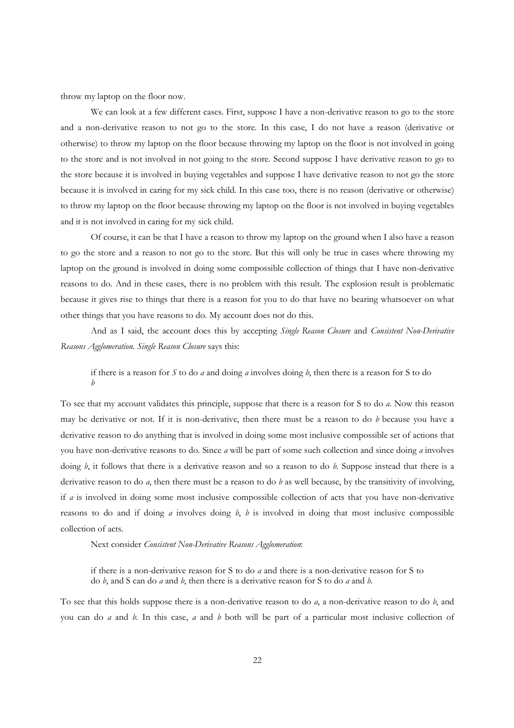throw my laptop on the floor now.

We can look at a few different cases. First, suppose I have a non-derivative reason to go to the store and a non-derivative reason to not go to the store. In this case, I do not have a reason (derivative or otherwise) to throw my laptop on the floor because throwing my laptop on the floor is not involved in going to the store and is not involved in not going to the store. Second suppose I have derivative reason to go to the store because it is involved in buying vegetables and suppose I have derivative reason to not go the store because it is involved in caring for my sick child. In this case too, there is no reason (derivative or otherwise) to throw my laptop on the floor because throwing my laptop on the floor is not involved in buying vegetables and it is not involved in caring for my sick child.

Of course, it can be that I have a reason to throw my laptop on the ground when I also have a reason to go the store and a reason to not go to the store. But this will only be true in cases where throwing my laptop on the ground is involved in doing some compossible collection of things that I have non-derivative reasons to do. And in these cases, there is no problem with this result. The explosion result is problematic because it gives rise to things that there is a reason for you to do that have no bearing whatsoever on what other things that you have reasons to do. My account does not do this.

And as I said, the account does this by accepting *Single Reason Closure* and *Consistent Non-Derivative Reasons Agglomeration*. *Single Reason Closure* says this:

> if there is a reason for *S* to do *a* and doing *a* involves doing *b*, then there is a reason for S to do *b*

To see that my account validates this principle, suppose that there is a reason for S to do *a*. Now this reason may be derivative or not. If it is non-derivative, then there must be a reason to do *b* because you have a derivative reason to do anything that is involved in doing some most inclusive compossible set of actions that you have non-derivative reasons to do. Since *a* will be part of some such collection and since doing *a* involves doing *b*, it follows that there is a derivative reason and so a reason to do *b*. Suppose instead that there is a derivative reason to do *a*, then there must be a reason to do *b* as well because, by the transitivity of involving, if *a* is involved in doing some most inclusive compossible collection of acts that you have non-derivative reasons to do and if doing *a* involves doing *b*, *b* is involved in doing that most inclusive compossible collection of acts.

Next consider *Consistent Non-Derivative Reasons Agglomeration*:

> if there is a non-derivative reason for S to do *a* and there is a non-derivative reason for S to do *b*, and S can do *a* and *b*, then there is a derivative reason for S to do *a* and *b*.

To see that this holds suppose there is a non-derivative reason to do *a*, a non-derivative reason to do *b*, and you can do *a* and *b*. In this case, *a* and *b* both will be part of a particular most inclusive collection of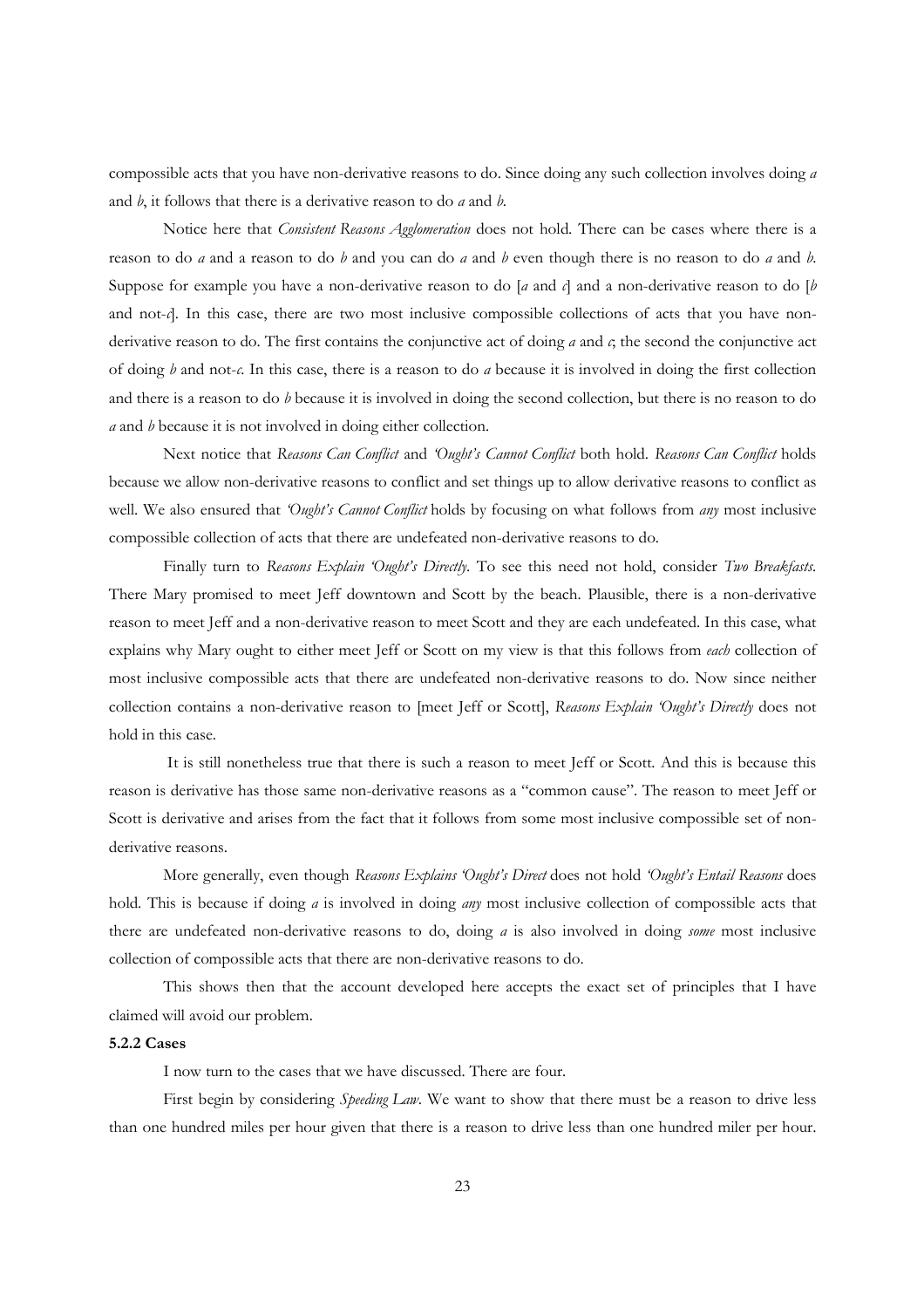compossible acts that you have non-derivative reasons to do. Since doing any such collection involves doing *a* and *b*, it follows that there is a derivative reason to do *a* and *b*.

Notice here that *Consistent Reasons Agglomeration* does not hold. There can be cases where there is a reason to do *a* and a reason to do *b* and you can do *a* and *b* even though there is no reason to do *a* and *b*. Suppose for example you have a non-derivative reason to do [*a* and *c*] and a non-derivative reason to do [*b* and not-*c*]. In this case, there are two most inclusive compossible collections of acts that you have non-derivative reason to do. The first contains the conjunctive act of doing *a* and *c*; the second the conjunctive act of doing *b* and not-*c*. In this case, there is a reason to do *a* because it is involved in doing the first collection and there is a reason to do *b* because it is involved in doing the second collection, but there is no reason to do *a* and *b* because it is not involved in doing either collection.

Next notice that *Reasons Can Conflict* and *'Ought's Cannot Conflict* both hold. *Reasons Can Conflict* holds because we allow non-derivative reasons to conflict and set things up to allow derivative reasons to conflict as well. We also ensured that *'Ought's Cannot Conflict* holds by focusing on what follows from *any* most inclusive compossible collection of acts that there are undefeated non-derivative reasons to do.

Finally turn to *Reasons Explain 'Ought's Directly*. To see this need not hold, consider *Two Breakfasts*. There Mary promised to meet Jeff downtown and Scott by the beach. Plausible, there is a non-derivative reason to meet Jeff and a non-derivative reason to meet Scott and they are each undefeated. In this case, what explains why Mary ought to either meet Jeff or Scott on my view is that this follows from *each* collection of most inclusive compossible acts that there are undefeated non-derivative reasons to do. Now since neither collection contains a non-derivative reason to [meet Jeff or Scott], *Reasons Explain 'Ought's Directly* does not hold in this case.

It is still nonetheless true that there is such a reason to meet Jeff or Scott. And this is because this reason is derivative has those same non-derivative reasons as a "common cause". The reason to meet Jeff or Scott is derivative and arises from the fact that it follows from some most inclusive compossible set of non-derivative reasons.

More generally, even though *Reasons Explains 'Ought's Direct* does not hold *'Ought's Entail Reasons* does hold. This is because if doing *a* is involved in doing *any* most inclusive collection of compossible acts that there are undefeated non-derivative reasons to do, doing *a* is also involved in doing *some* most inclusive collection of compossible acts that there are non-derivative reasons to do.

This shows then that the account developed here accepts the exact set of principles that I have claimed will avoid our problem.

**5.2.2 Cases**

I now turn to the cases that we have discussed. There are four.

First begin by considering *Speeding Law*. We want to show that there must be a reason to drive less than one hundred miles per hour given that there is a reason to drive less than one hundred miler per hour.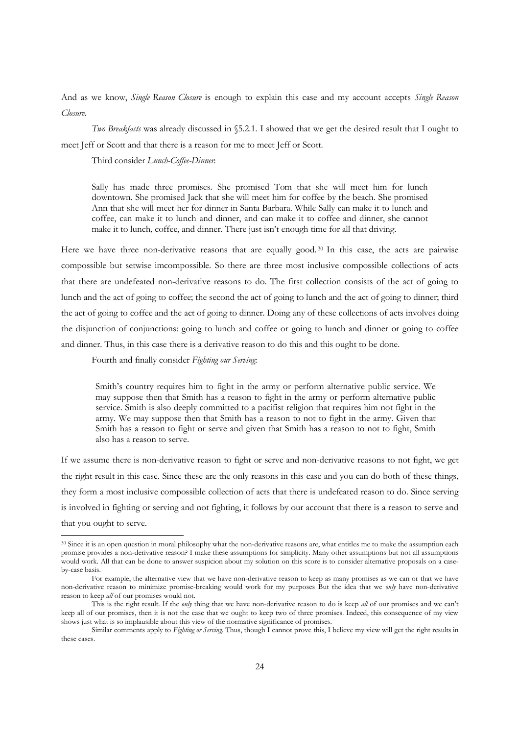And as we know, *Single Reason Closure* is enough to explain this case and my account accepts *Single Reason Closure*.

*Two Breakfasts* was already discussed in §5.2.1. I showed that we get the desired result that I ought to meet Jeff or Scott and that there is a reason for me to meet Jeff or Scott.

Third consider *Lunch-Coffee-Dinner*:

> Sally has made three promises. She promised Tom that she will meet him for lunch downtown. She promised Jack that she will meet him for coffee by the beach. She promised Ann that she will meet her for dinner in Santa Barbara. While Sally can make it to lunch and coffee, can make it to lunch and dinner, and can make it to coffee and dinner, she cannot make it to lunch, coffee, and dinner. There just isn't enough time for all that driving.

Here we have three non-derivative reasons that are equally good.[30] In this case, the acts are pairwise compossible but setwise imcompossible. So there are three most inclusive compossible collections of acts that there are undefeated non-derivative reasons to do. The first collection consists of the act of going to lunch and the act of going to coffee; the second the act of going to lunch and the act of going to dinner; third the act of going to coffee and the act of going to dinner. Doing any of these collections of acts involves doing the disjunction of conjunctions: going to lunch and coffee or going to lunch and dinner or going to coffee and dinner. Thus, in this case there is a derivative reason to do this and this ought to be done.

Fourth and finally consider *Fighting our Serving*:

> Smith's country requires him to fight in the army or perform alternative public service. We may suppose then that Smith has a reason to fight in the army or perform alternative public service. Smith is also deeply committed to a pacifist religion that requires him not fight in the army. We may suppose then that Smith has a reason to not to fight in the army. Given that Smith has a reason to fight or serve and given that Smith has a reason to not to fight, Smith also has a reason to serve.

If we assume there is non-derivative reason to fight or serve and non-derivative reasons to not fight, we get the right result in this case. Since these are the only reasons in this case and you can do both of these things, they form a most inclusive compossible collection of acts that there is undefeated reason to do. Since serving is involved in fighting or serving and not fighting, it follows by our account that there is a reason to serve and that you ought to serve.

---

[30] Since it is an open question in moral philosophy what the non-derivative reasons are, what entitles me to make the assumption each promise provides a non-derivative reason? I make these assumptions for simplicity. Many other assumptions but not all assumptions would work. All that can be done to answer suspicion about my solution on this score is to consider alternative proposals on a case-by-case basis.

For example, the alternative view that we have non-derivative reason to keep as many promises as we can or that we have non-derivative reason to minimize promise-breaking would work for my purposes But the idea that we *only* have non-derivative reason to keep *all* of our promises would not.

This is the right result. If the *only* thing that we have non-derivative reason to do is keep *all* of our promises and we can't keep all of our promises, then it is not the case that we ought to keep two of three promises. Indeed, this consequence of my view shows just what is so implausible about this view of the normative significance of promises.

Similar comments apply to *Fighting or Serving*. Thus, though I cannot prove this, I believe my view will get the right results in these cases.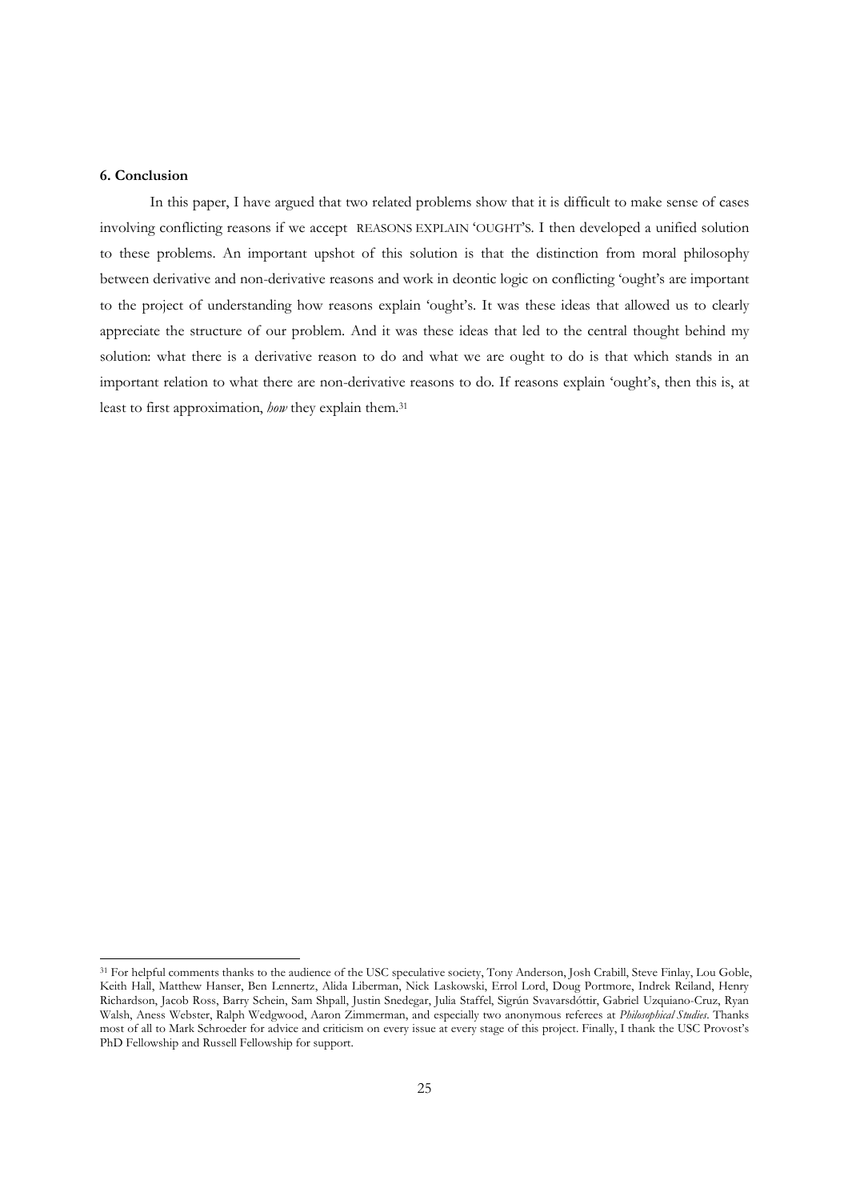## 6. Conclusion

In this paper, I have argued that two related problems show that it is difficult to make sense of cases involving conflicting reasons if we accept REASONS EXPLAIN 'OUGHT'S. I then developed a unified solution to these problems. An important upshot of this solution is that the distinction from moral philosophy between derivative and non-derivative reasons and work in deontic logic on conflicting 'ought's are important to the project of understanding how reasons explain 'ought's. It was these ideas that allowed us to clearly appreciate the structure of our problem. And it was these ideas that led to the central thought behind my solution: what there is a derivative reason to do and what we are ought to do is that which stands in an important relation to what there are non-derivative reasons to do. If reasons explain 'ought's, then this is, at least to first approximation, *how* they explain them.[31]

---

[31] For helpful comments thanks to the audience of the USC speculative society, Tony Anderson, Josh Crabill, Steve Finlay, Lou Goble, Keith Hall, Matthew Hanser, Ben Lennertz, Alida Liberman, Nick Laskowski, Errol Lord, Doug Portmore, Indrek Reiland, Henry Richardson, Jacob Ross, Barry Schein, Sam Shpall, Justin Snedegar, Julia Staffel, Sigrún Svavarsdóttir, Gabriel Uzquiano-Cruz, Ryan Walsh, Aness Webster, Ralph Wedgwood, Aaron Zimmerman, and especially two anonymous referees at *Philosophical Studies*. Thanks most of all to Mark Schroeder for advice and criticism on every issue at every stage of this project. Finally, I thank the USC Provost's PhD Fellowship and Russell Fellowship for support.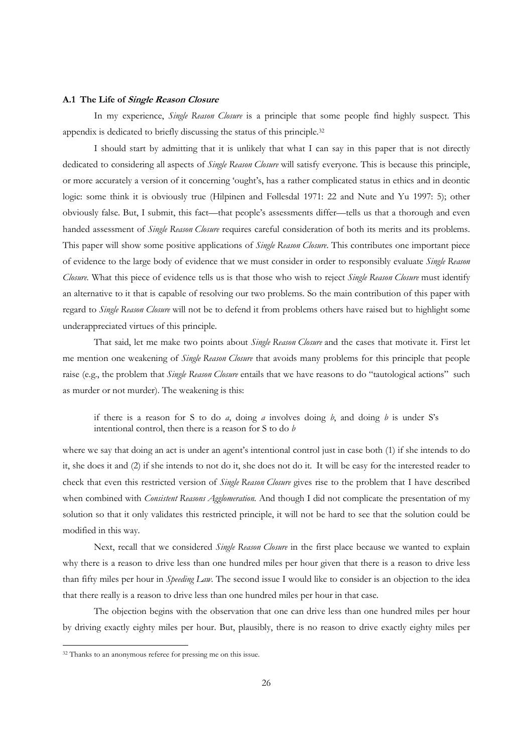### A.1 The Life of *Single Reason Closure*

In my experience, *Single Reason Closure* is a principle that some people find highly suspect. This appendix is dedicated to briefly discussing the status of this principle.[32]

I should start by admitting that it is unlikely that what I can say in this paper that is not directly dedicated to considering all aspects of *Single Reason Closure* will satisfy everyone. This is because this principle, or more accurately a version of it concerning 'ought's, has a rather complicated status in ethics and in deontic logic: some think it is obviously true (Hilpinen and Føllesdal 1971: 22 and Nute and Yu 1997: 5); other obviously false. But, I submit, this fact—that people's assessments differ—tells us that a thorough and even handed assessment of *Single Reason Closure* requires careful consideration of both its merits and its problems. This paper will show some positive applications of *Single Reason Closure*. This contributes one important piece of evidence to the large body of evidence that we must consider in order to responsibly evaluate *Single Reason Closure*. What this piece of evidence tells us is that those who wish to reject *Single Reason Closure* must identify an alternative to it that is capable of resolving our two problems. So the main contribution of this paper with regard to *Single Reason Closure* will not be to defend it from problems others have raised but to highlight some underappreciated virtues of this principle.

That said, let me make two points about *Single Reason Closure* and the cases that motivate it. First let me mention one weakening of *Single Reason Closure* that avoids many problems for this principle that people raise (e.g., the problem that *Single Reason Closure* entails that we have reasons to do "tautological actions" such as murder or not murder). The weakening is this:

> if there is a reason for S to do *a*, doing *a* involves doing *b*, and doing *b* is under S's intentional control, then there is a reason for S to do *b*

where we say that doing an act is under an agent's intentional control just in case both (1) if she intends to do it, she does it and (2) if she intends to not do it, she does not do it. It will be easy for the interested reader to check that even this restricted version of *Single Reason Closure* gives rise to the problem that I have described when combined with *Consistent Reasons Agglomeration*. And though I did not complicate the presentation of my solution so that it only validates this restricted principle, it will not be hard to see that the solution could be modified in this way.

Next, recall that we considered *Single Reason Closure* in the first place because we wanted to explain why there is a reason to drive less than one hundred miles per hour given that there is a reason to drive less than fifty miles per hour in *Speeding Law*. The second issue I would like to consider is an objection to the idea that there really is a reason to drive less than one hundred miles per hour in that case.

The objection begins with the observation that one can drive less than one hundred miles per hour by driving exactly eighty miles per hour. But, plausibly, there is no reason to drive exactly eighty miles per

[32] Thanks to an anonymous referee for pressing me on this issue.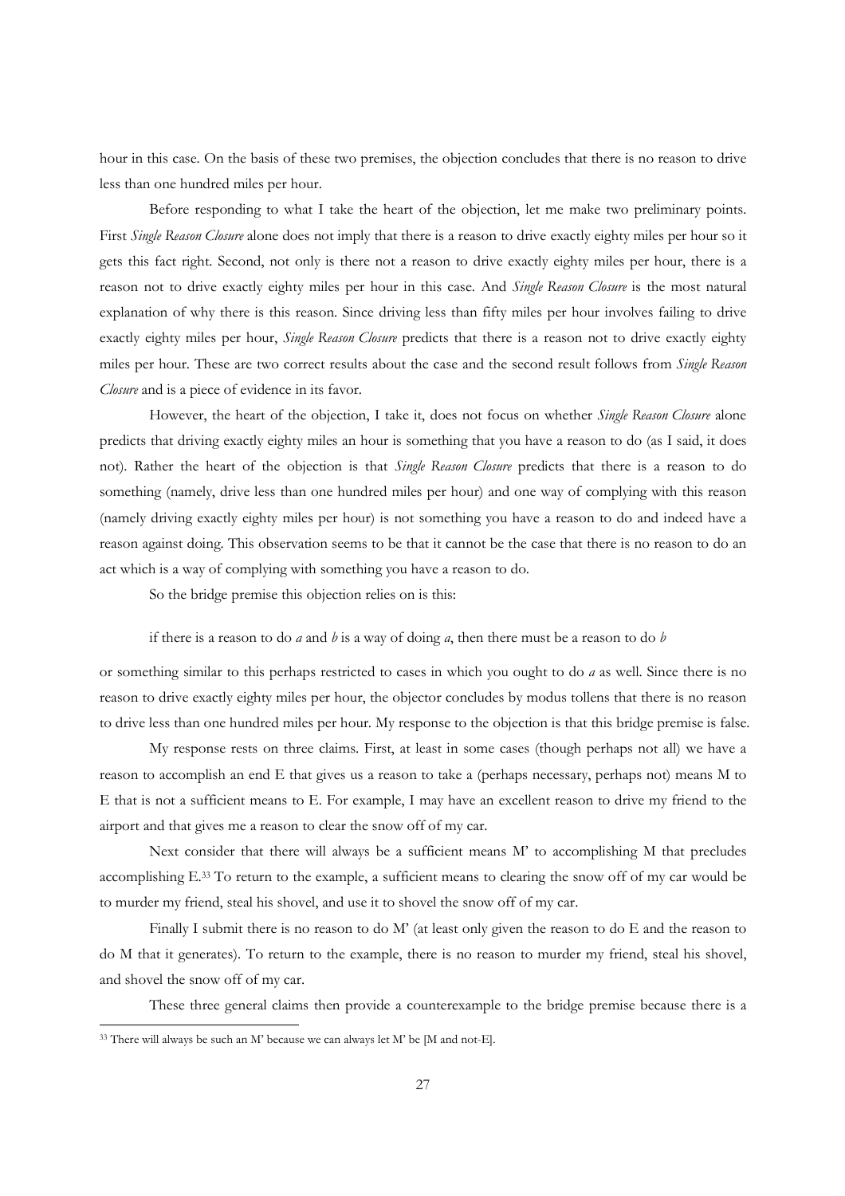hour in this case. On the basis of these two premises, the objection concludes that there is no reason to drive less than one hundred miles per hour.

Before responding to what I take the heart of the objection, let me make two preliminary points. First *Single Reason Closure* alone does not imply that there is a reason to drive exactly eighty miles per hour so it gets this fact right. Second, not only is there not a reason to drive exactly eighty miles per hour, there is a reason not to drive exactly eighty miles per hour in this case. And *Single Reason Closure* is the most natural explanation of why there is this reason. Since driving less than fifty miles per hour involves failing to drive exactly eighty miles per hour, *Single Reason Closure* predicts that there is a reason not to drive exactly eighty miles per hour. These are two correct results about the case and the second result follows from *Single Reason Closure* and is a piece of evidence in its favor.

However, the heart of the objection, I take it, does not focus on whether *Single Reason Closure* alone predicts that driving exactly eighty miles an hour is something that you have a reason to do (as I said, it does not). Rather the heart of the objection is that *Single Reason Closure* predicts that there is a reason to do something (namely, drive less than one hundred miles per hour) and one way of complying with this reason (namely driving exactly eighty miles per hour) is not something you have a reason to do and indeed have a reason against doing. This observation seems to be that it cannot be the case that there is no reason to do an act which is a way of complying with something you have a reason to do.

So the bridge premise this objection relies on is this:

> if there is a reason to do *a* and *b* is a way of doing *a*, then there must be a reason to do *b*

or something similar to this perhaps restricted to cases in which you ought to do *a* as well. Since there is no reason to drive exactly eighty miles per hour, the objector concludes by modus tollens that there is no reason to drive less than one hundred miles per hour. My response to the objection is that this bridge premise is false.

My response rests on three claims. First, at least in some cases (though perhaps not all) we have a reason to accomplish an end E that gives us a reason to take a (perhaps necessary, perhaps not) means M to E that is not a sufficient means to E. For example, I may have an excellent reason to drive my friend to the airport and that gives me a reason to clear the snow off of my car.

Next consider that there will always be a sufficient means M' to accomplishing M that precludes accomplishing E.[33] To return to the example, a sufficient means to clearing the snow off of my car would be to murder my friend, steal his shovel, and use it to shovel the snow off of my car.

Finally I submit there is no reason to do M' (at least only given the reason to do E and the reason to do M that it generates). To return to the example, there is no reason to murder my friend, steal his shovel, and shovel the snow off of my car.

These three general claims then provide a counterexample to the bridge premise because there is a

[33] There will always be such an M' because we can always let M' be [M and not-E].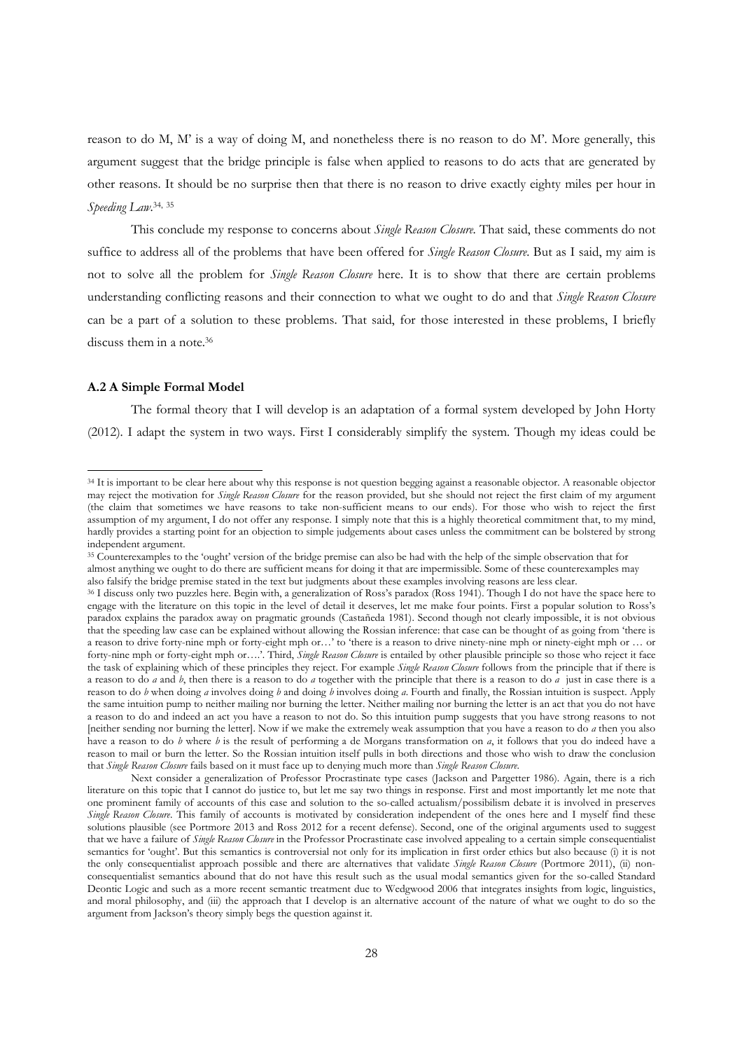reason to do M, M' is a way of doing M, and nonetheless there is no reason to do M'. More generally, this argument suggest that the bridge principle is false when applied to reasons to do acts that are generated by other reasons. It should be no surprise then that there is no reason to drive exactly eighty miles per hour in *Speeding Law*.[34, 35]

This conclude my response to concerns about *Single Reason Closure*. That said, these comments do not suffice to address all of the problems that have been offered for *Single Reason Closure*. But as I said, my aim is not to solve all the problem for *Single Reason Closure* here. It is to show that there are certain problems understanding conflicting reasons and their connection to what we ought to do and that *Single Reason Closure* can be a part of a solution to these problems. That said, for those interested in these problems, I briefly discuss them in a note.[36]

### A.2 A Simple Formal Model

The formal theory that I will develop is an adaptation of a formal system developed by John Horty (2012). I adapt the system in two ways. First I considerably simplify the system. Though my ideas could be

---

[34] It is important to be clear here about why this response is not question begging against a reasonable objector. A reasonable objector may reject the motivation for *Single Reason Closure* for the reason provided, but she should not reject the first claim of my argument (the claim that sometimes we have reasons to take non-sufficient means to our ends). For those who wish to reject the first assumption of my argument, I do not offer any response. I simply note that this is a highly theoretical commitment that, to my mind, hardly provides a starting point for an objection to simple judgements about cases unless the commitment can be bolstered by strong independent argument.

[35] Counterexamples to the 'ought' version of the bridge premise can also be had with the help of the simple observation that for almost anything we ought to do there are sufficient means for doing it that are impermissible. Some of these counterexamples may also falsify the bridge premise stated in the text but judgments about these examples involving reasons are less clear.

[36] I discuss only two puzzles here. Begin with, a generalization of Ross's paradox (Ross 1941). Though I do not have the space here to engage with the literature on this topic in the level of detail it deserves, let me make four points. First a popular solution to Ross's paradox explains the paradox away on pragmatic grounds (Castañeda 1981). Second though not clearly impossible, it is not obvious that the speeding law case can be explained without allowing the Rossian inference: that case can be thought of as going from 'there is a reason to drive forty-nine mph or forty-eight mph or…' to 'there is a reason to drive ninety-nine mph or ninety-eight mph or … or forty-nine mph or forty-eight mph or….'. Third, *Single Reason Closure* is entailed by other plausible principle so those who reject it face the task of explaining which of these principles they reject. For example *Single Reason Closure* follows from the principle that if there is a reason to do *a* and *b*, then there is a reason to do *a* together with the principle that there is a reason to do *a* just in case there is a reason to do *b* when doing *a* involves doing *b* and doing *b* involves doing *a*. Fourth and finally, the Rossian intuition is suspect. Apply the same intuition pump to neither mailing nor burning the letter. Neither mailing nor burning the letter is an act that you do not have a reason to do and indeed an act you have a reason to not do. So this intuition pump suggests that you have strong reasons to not [neither sending nor burning the letter]. Now if we make the extremely weak assumption that you have a reason to do *a* then you also have a reason to do *b* where *b* is the result of performing a de Morgans transformation on *a*, it follows that you do indeed have a reason to mail or burn the letter. So the Rossian intuition itself pulls in both directions and those who wish to draw the conclusion that *Single Reason Closure* fails based on it must face up to denying much more than *Single Reason Closure*.

Next consider a generalization of Professor Procrastinate type cases (Jackson and Pargetter 1986). Again, there is a rich literature on this topic that I cannot do justice to, but let me say two things in response. First and most importantly let me note that one prominent family of accounts of this case and solution to the so-called actualism/possibilism debate it is involved in preserves *Single Reason Closure*. This family of accounts is motivated by consideration independent of the ones here and I myself find these solutions plausible (see Portmore 2013 and Ross 2012 for a recent defense). Second, one of the original arguments used to suggest that we have a failure of *Single Reason Closure* in the Professor Procrastinate case involved appealing to a certain simple consequentialist semantics for 'ought'. But this semantics is controversial not only for its implication in first order ethics but also because (i) it is not the only consequentialist approach possible and there are alternatives that validate *Single Reason Closure* (Portmore 2011), (ii) non-consequentialist semantics abound that do not have this result such as the usual modal semantics given for the so-called Standard Deontic Logic and such as a more recent semantic treatment due to Wedgwood 2006 that integrates insights from logic, linguistics, and moral philosophy, and (iii) the approach that I develop is an alternative account of the nature of what we ought to do so the argument from Jackson's theory simply begs the question against it.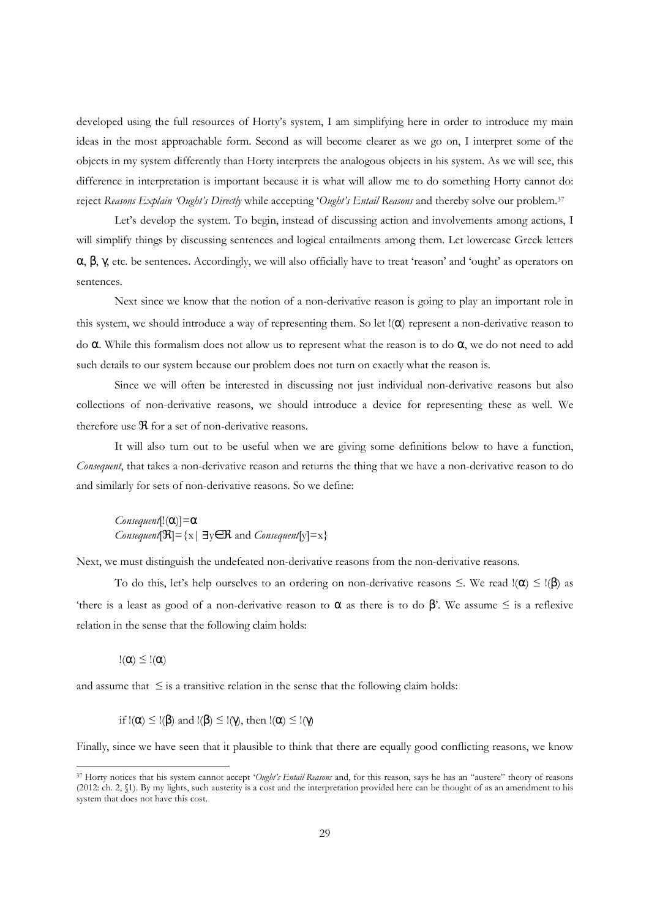developed using the full resources of Horty's system, I am simplifying here in order to introduce my main ideas in the most approachable form. Second as will become clearer as we go on, I interpret some of the objects in my system differently than Horty interprets the analogous objects in his system. As we will see, this difference in interpretation is important because it is what will allow me to do something Horty cannot do: reject *Reasons Explain 'Ought's Directly* while accepting '*Ought's Entail Reasons* and thereby solve our problem.[37]

Let's develop the system. To begin, instead of discussing action and involvements among actions, I will simplify things by discussing sentences and logical entailments among them. Let lowercase Greek letters $\alpha$, $\beta$, $\gamma$, etc. be sentences. Accordingly, we will also officially have to treat 'reason' and 'ought' as operators on sentences.

Next since we know that the notion of a non-derivative reason is going to play an important role in this system, we should introduce a way of representing them. So let $!(\alpha)$ represent a non-derivative reason to do $\alpha$. While this formalism does not allow us to represent what the reason is to do $\alpha$, we do not need to add such details to our system because our problem does not turn on exactly what the reason is.

Since we will often be interested in discussing not just individual non-derivative reasons but also collections of non-derivative reasons, we should introduce a device for representing these as well. We therefore use $\mathfrak{R}$ for a set of non-derivative reasons.

It will also turn out to be useful when we are giving some definitions below to have a function, *Consequent*, that takes a non-derivative reason and returns the thing that we have a non-derivative reason to do and similarly for sets of non-derivative reasons. So we define:

$$Consequent[!(\alpha)]=\alpha$$
$$Consequent[\mathfrak{R}]=\{x \mid \exists y \in \mathfrak{R} \text{ and } Consequent[y]=x\}$$

Next, we must distinguish the undefeated non-derivative reasons from the non-derivative reasons.

To do this, let's help ourselves to an ordering on non-derivative reasons $\leq$. We read $!(\alpha) \leq !(\beta)$ as 'there is a least as good of a non-derivative reason to $\alpha$ as there is to do $\beta$'. We assume $\leq$ is a reflexive relation in the sense that the following claim holds:

$$!(\alpha) \leq !(\alpha)$$

and assume that $\leq$ is a transitive relation in the sense that the following claim holds:

$$\text{if } !(\alpha) \leq !(\beta) \text{ and } !(\beta) \leq !(\gamma), \text{ then } !(\alpha) \leq !(\gamma)$$

Finally, since we have seen that it plausible to think that there are equally good conflicting reasons, we know

[37] Horty notices that his system cannot accept '*Ought's Entail Reasons* and, for this reason, says he has an "austere" theory of reasons (2012: ch. 2, §1). By my lights, such austerity is a cost and the interpretation provided here can be thought of as an amendment to his system that does not have this cost.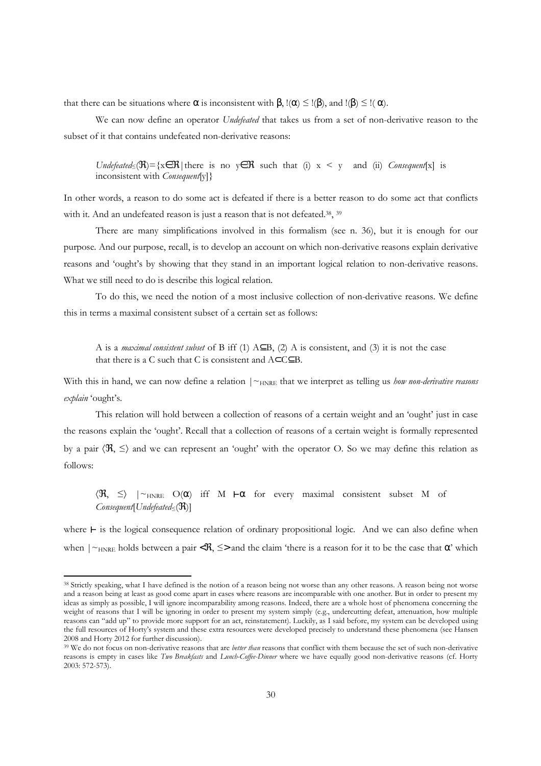that there can be situations where $\alpha$ is inconsistent with $\beta$, $!(\alpha) \leq !(\beta)$, and $!(\beta) \leq !(\alpha)$.

We can now define an operator *Undefeated* that takes us from a set of non-derivative reason to the subset of it that contains undefeated non-derivative reasons:

> $Undefeated_{\leq}(\mathfrak{R})=\{x\in\mathfrak{R} \mid$ there is no $y\in\mathfrak{R}$ such that (i) $x < y$ and (ii) $Consequent[x]$ is inconsistent with $Consequent[y]\}$

In other words, a reason to do some act is defeated if there is a better reason to do some act that conflicts with it. And an undefeated reason is just a reason that is not defeated.[38], [39]

There are many simplifications involved in this formalism (see n. 36), but it is enough for our purpose. And our purpose, recall, is to develop an account on which non-derivative reasons explain derivative reasons and 'ought's by showing that they stand in an important logical relation to non-derivative reasons. What we still need to do is describe this logical relation.

To do this, we need the notion of a most inclusive collection of non-derivative reasons. We define this in terms a maximal consistent subset of a certain set as follows:

> A is a *maximal consistent subset* of B iff (1) $A\subseteq B$, (2) A is consistent, and (3) it is not the case that there is a C such that C is consistent and $A\subset C\subseteq B$.

With this in hand, we can now define a relation $|\!\sim_{HNRE}$ that we interpret as telling us *how non-derivative reasons explain* 'ought's.

This relation will hold between a collection of reasons of a certain weight and an 'ought' just in case the reasons explain the 'ought'. Recall that a collection of reasons of a certain weight is formally represented by a pair $\langle\mathfrak{R}, \leq\rangle$ and we can represent an 'ought' with the operator O. So we may define this relation as follows:

> $\langle\mathfrak{R}, \leq\rangle \; |\!\sim_{HNRE} O(\alpha)$ iff $M \vdash \alpha$ for every maximal consistent subset M of $Consequent[Undefeated_{\leq}(\mathfrak{R})]$

where $\vdash$ is the logical consequence relation of ordinary propositional logic. And we can also define when when $|\!\sim_{HNRE}$ holds between a pair $\langle\mathfrak{R}, \leq\rangle$ and the claim 'there is a reason for it to be the case that $\alpha$' which

---

[38] Strictly speaking, what I have defined is the notion of a reason being not worse than any other reasons. A reason being not worse and a reason being at least as good come apart in cases where reasons are incomparable with one another. But in order to present my ideas as simply as possible, I will ignore incomparability among reasons. Indeed, there are a whole host of phenomena concerning the weight of reasons that I will be ignoring in order to present my system simply (e.g., undercutting defeat, attenuation, how multiple reasons can "add up" to provide more support for an act, reinstatement). Luckily, as I said before, my system can be developed using the full resources of Horty's system and these extra resources were developed precisely to understand these phenomena (see Hansen 2008 and Horty 2012 for further discussion).

[39] We do not focus on non-derivative reasons that are *better than* reasons that conflict with them because the set of such non-derivative reasons is empty in cases like *Two Breakfasts* and *Lunch-Coffee-Dinner* where we have equally good non-derivative reasons (cf. Horty 2003: 572-573).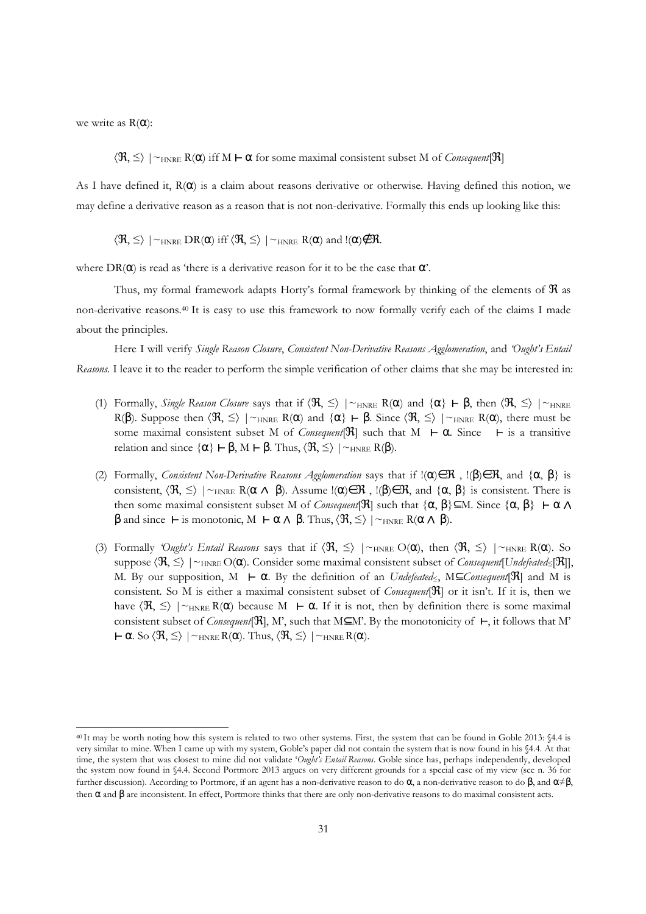we write as $R(\alpha)$:

$$\langle \mathfrak{R}, \leq \rangle \mid\sim_{HNRE} R(\alpha) \text{ iff } M \vdash \alpha \text{ for some maximal consistent subset M of } \textit{Consequent}[\mathfrak{R}]$$

As I have defined it, $R(\alpha)$ is a claim about reasons derivative or otherwise. Having defined this notion, we may define a derivative reason as a reason that is not non-derivative. Formally this ends up looking like this:

$$\langle \mathfrak{R}, \leq \rangle \mid\sim_{HNRE} DR(\alpha) \text{ iff } \langle \mathfrak{R}, \leq \rangle \mid\sim_{HNRE} R(\alpha) \text{ and } !(\alpha) \notin \mathfrak{R}.$$

where $DR(\alpha)$ is read as 'there is a derivative reason for it to be the case that $\alpha$'.

Thus, my formal framework adapts Horty's formal framework by thinking of the elements of $\mathfrak{R}$ as non-derivative reasons.[40] It is easy to use this framework to now formally verify each of the claims I made about the principles.

Here I will verify *Single Reason Closure*, *Consistent Non-Derivative Reasons Agglomeration*, and *'Ought's Entail Reasons*. I leave it to the reader to perform the simple verification of other claims that she may be interested in:

(1) Formally, *Single Reason Closure* says that if $\langle \mathfrak{R}, \leq \rangle \mid\sim_{HNRE} R(\alpha)$ and $\{\alpha\} \vdash \beta$, then $\langle \mathfrak{R}, \leq \rangle \mid\sim_{HNRE} R(\beta)$. Suppose then $\langle \mathfrak{R}, \leq \rangle \mid\sim_{HNRE} R(\alpha)$ and $\{\alpha\} \vdash \beta$. Since $\langle \mathfrak{R}, \leq \rangle \mid\sim_{HNRE} R(\alpha)$, there must be some maximal consistent subset M of *Consequent*[$\mathfrak{R}$] such that $M \vdash \alpha$. Since $\vdash$ is a transitive relation and since $\{\alpha\} \vdash \beta$, $M \vdash \beta$. Thus, $\langle \mathfrak{R}, \leq \rangle \mid\sim_{HNRE} R(\beta)$.

(2) Formally, *Consistent Non-Derivative Reasons Agglomeration* says that if $!(\alpha) \in \mathfrak{R}$, $!(\beta) \in \mathfrak{R}$, and $\{\alpha, \beta\}$ is consistent, $\langle \mathfrak{R}, \leq \rangle \mid\sim_{HNRE} R(\alpha \wedge \beta)$. Assume $!(\alpha) \in \mathfrak{R}$, $!(\beta) \in \mathfrak{R}$, and $\{\alpha, \beta\}$ is consistent. There is then some maximal consistent subset M of *Consequent*[$\mathfrak{R}$] such that $\{\alpha, \beta\} \subseteq M$. Since $\{\alpha, \beta\} \vdash \alpha \wedge \beta$ and since $\vdash$ is monotonic, $M \vdash \alpha \wedge \beta$. Thus, $\langle \mathfrak{R}, \leq \rangle \mid\sim_{HNRE} R(\alpha \wedge \beta)$.

(3) Formally *'Ought's Entail Reasons* says that if $\langle \mathfrak{R}, \leq \rangle \mid\sim_{HNRE} O(\alpha)$, then $\langle \mathfrak{R}, \leq \rangle \mid\sim_{HNRE} R(\alpha)$. So suppose $\langle \mathfrak{R}, \leq \rangle \mid\sim_{HNRE} O(\alpha)$. Consider some maximal consistent subset of *Consequent*[*Undefeated*$_{\leq}$[$\mathfrak{R}$]], M. By our supposition, $M \vdash \alpha$. By the definition of an *Undefeated*$_{\leq}$, $M \subseteq$ *Consequent*[$\mathfrak{R}$] and M is consistent. So M is either a maximal consistent subset of *Consequent*[$\mathfrak{R}$] or it isn't. If it is, then we have $\langle \mathfrak{R}, \leq \rangle \mid\sim_{HNRE} R(\alpha)$ because $M \vdash \alpha$. If it is not, then by definition there is some maximal consistent subset of *Consequent*[$\mathfrak{R}$], M', such that $M \subseteq M'$. By the monotonicity of $\vdash$, it follows that $M' \vdash \alpha$. So $\langle \mathfrak{R}, \leq \rangle \mid\sim_{HNRE} R(\alpha)$. Thus, $\langle \mathfrak{R}, \leq \rangle \mid\sim_{HNRE} R(\alpha)$.

---

[40] It may be worth noting how this system is related to two other systems. First, the system that can be found in Goble 2013: §4.4 is very similar to mine. When I came up with my system, Goble's paper did not contain the system that is now found in his §4.4. At that time, the system that was closest to mine did not validate '*Ought's Entail Reasons*. Goble since has, perhaps independently, developed the system now found in §4.4. Second Portmore 2013 argues on very different grounds for a special case of my view (see n. 36 for further discussion). According to Portmore, if an agent has a non-derivative reason to do $\alpha$, a non-derivative reason to do $\beta$, and $\alpha \neq \beta$, then $\alpha$ and $\beta$ are inconsistent. In effect, Portmore thinks that there are only non-derivative reasons to do maximal consistent acts.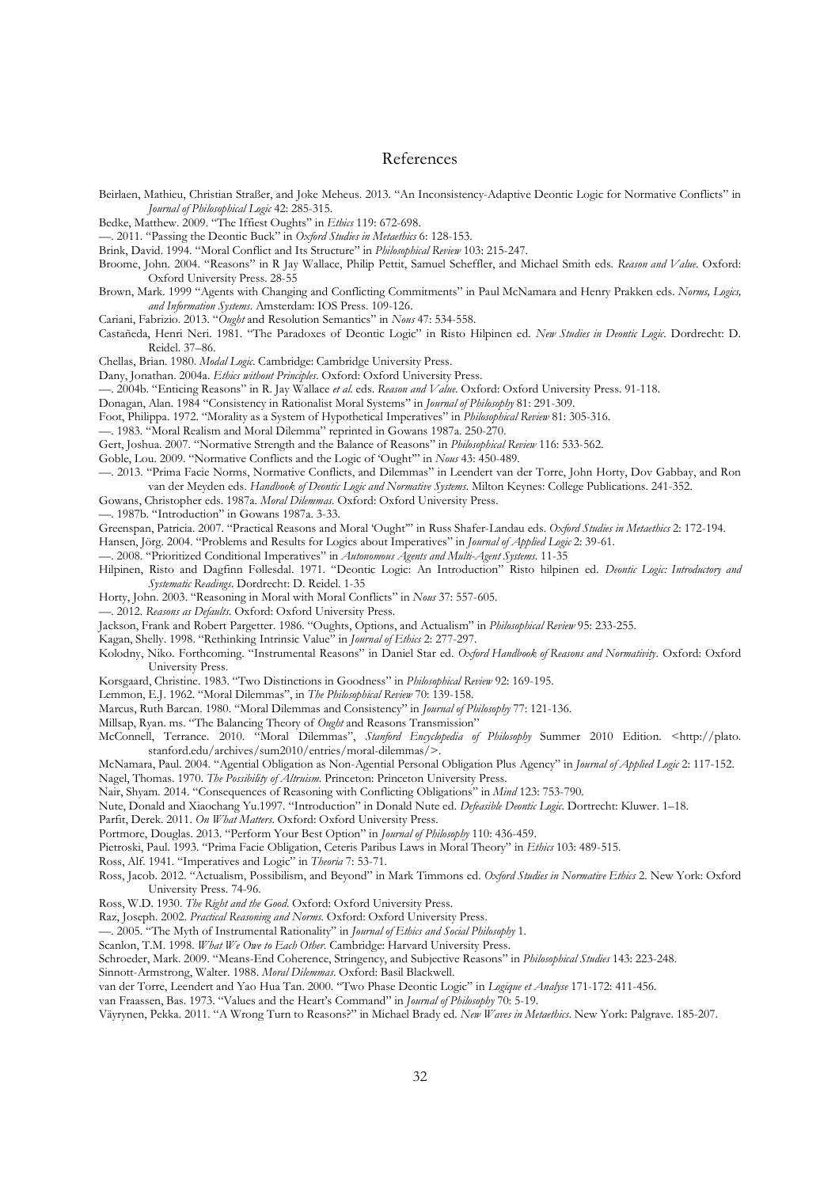# References

Beirlaen, Mathieu, Christian Straßer, and Joke Meheus. 2013. "An Inconsistency-Adaptive Deontic Logic for Normative Conflicts" in *Journal of Philosophical Logic* 42: 285-315.

Bedke, Matthew. 2009. "The Iffiest Oughts" in *Ethics* 119: 672-698.

—. 2011. "Passing the Deontic Buck" in *Oxford Studies in Metaethics* 6: 128-153.

Brink, David. 1994. "Moral Conflict and Its Structure" in *Philosophical Review* 103: 215-247.

Broome, John. 2004. "Reasons" in R Jay Wallace, Philip Pettit, Samuel Scheffler, and Michael Smith eds. *Reason and Value*. Oxford: Oxford University Press. 28-55

Brown, Mark. 1999 "Agents with Changing and Conflicting Commitments" in Paul McNamara and Henry Prakken eds. *Norms, Logics, and Information Systems*. Amsterdam: IOS Press. 109-126.

Cariani, Fabrizio. 2013. "*Ought* and Resolution Semantics" in *Nous* 47: 534-558.

Castañeda, Henri Neri. 1981. "The Paradoxes of Deontic Logic" in Risto Hilpinen ed. *New Studies in Deontic Logic*. Dordrecht: D. Reidel. 37–86.

Chellas, Brian. 1980. *Modal Logic*. Cambridge: Cambridge University Press.

Dany, Jonathan. 2004a. *Ethics without Principles*. Oxford: Oxford University Press.

—. 2004b. "Enticing Reasons" in R. Jay Wallace *et al.* eds. *Reason and Value*. Oxford: Oxford University Press. 91-118.

Donagan, Alan. 1984 "Consistency in Rationalist Moral Systems" in *Journal of Philosophy* 81: 291-309.

Foot, Philippa. 1972. "Morality as a System of Hypothetical Imperatives" in *Philosophical Review* 81: 305-316.

—. 1983. "Moral Realism and Moral Dilemma" reprinted in Gowans 1987a. 250-270.

Gert, Joshua. 2007. "Normative Strength and the Balance of Reasons" in *Philosophical Review* 116: 533-562.

Goble, Lou. 2009. "Normative Conflicts and the Logic of 'Ought'" in *Nous* 43: 450-489.

—. 2013. "Prima Facie Norms, Normative Conflicts, and Dilemmas" in Leendert van der Torre, John Horty, Dov Gabbay, and Ron van der Meyden eds. *Handbook of Deontic Logic and Normative Systems*. Milton Keynes: College Publications. 241-352.

Gowans, Christopher eds. 1987a. *Moral Dilemmas*. Oxford: Oxford University Press.

—. 1987b. "Introduction" in Gowans 1987a. 3-33.

Greenspan, Patricia. 2007. "Practical Reasons and Moral 'Ought'" in Russ Shafer-Landau eds. *Oxford Studies in Metaethics* 2: 172-194.

Hansen, Jörg. 2004. "Problems and Results for Logics about Imperatives" in *Journal of Applied Logic* 2: 39-61.

—. 2008. "Prioritized Conditional Imperatives" in *Autonomous Agents and Multi-Agent Systems*. 11-35

Hilpinen, Risto and Dagfinn Føllesdal. 1971. "Deontic Logic: An Introduction" Risto hilpinen ed. *Deontic Logic: Introductory and Systematic Readings*. Dordrecht: D. Reidel. 1-35

Horty, John. 2003. "Reasoning in Moral with Moral Conflicts" in *Nous* 37: 557-605.

—. 2012. *Reasons as Defaults*. Oxford: Oxford University Press.

Jackson, Frank and Robert Pargetter. 1986. "Oughts, Options, and Actualism" in *Philosophical Review* 95: 233-255.

Kagan, Shelly. 1998. "Rethinking Intrinsic Value" in *Journal of Ethics* 2: 277-297.

Kolodny, Niko. Forthcoming. "Instrumental Reasons" in Daniel Star ed. *Oxford Handbook of Reasons and Normativity*. Oxford: Oxford University Press.

Korsgaard, Christine. 1983. "Two Distinctions in Goodness" in *Philosophical Review* 92: 169-195.

Lemmon, E.J. 1962. "Moral Dilemmas", in *The Philosophical Review* 70: 139-158.

Marcus, Ruth Barcan. 1980. "Moral Dilemmas and Consistency" in *Journal of Philosophy* 77: 121-136.

Millsap, Ryan. ms. "The Balancing Theory of *Ought* and Reasons Transmission"

McConnell, Terrance. 2010. "Moral Dilemmas", *Stanford Encyclopedia of Philosophy* Summer 2010 Edition. <http://plato.stanford.edu/archives/sum2010/entries/moral-dilemmas/>.

McNamara, Paul. 2004. "Agential Obligation as Non-Agential Personal Obligation Plus Agency" in *Journal of Applied Logic* 2: 117-152.

Nagel, Thomas. 1970. *The Possibility of Altruism*. Princeton: Princeton University Press.

Nair, Shyam. 2014. "Consequences of Reasoning with Conflicting Obligations" in *Mind* 123: 753-790.

Nute, Donald and Xiaochang Yu.1997. "Introduction" in Donald Nute ed. *Defeasible Deontic Logic*. Dortrecht: Kluwer. 1–18.

Parfit, Derek. 2011. *On What Matters*. Oxford: Oxford University Press.

Portmore, Douglas. 2013. "Perform Your Best Option" in *Journal of Philosophy* 110: 436-459.

Pietroski, Paul. 1993. "Prima Facie Obligation, Ceteris Paribus Laws in Moral Theory" in *Ethics* 103: 489-515.

Ross, Alf. 1941. "Imperatives and Logic" in *Theoria* 7: 53-71.

Ross, Jacob. 2012. "Actualism, Possibilism, and Beyond" in Mark Timmons ed. *Oxford Studies in Normative Ethics* 2. New York: Oxford University Press. 74-96.

Ross, W.D. 1930. *The Right and the Good*. Oxford: Oxford University Press.

Raz, Joseph. 2002. *Practical Reasoning and Norms*. Oxford: Oxford University Press.

—. 2005. "The Myth of Instrumental Rationality" in *Journal of Ethics and Social Philosophy* 1.

Scanlon, T.M. 1998. *What We Owe to Each Other*. Cambridge: Harvard University Press.

Schroeder, Mark. 2009. "Means-End Coherence, Stringency, and Subjective Reasons" in *Philosophical Studies* 143: 223-248.

Sinnott-Armstrong, Walter. 1988. *Moral Dilemmas*. Oxford: Basil Blackwell.

van der Torre, Leendert and Yao Hua Tan. 2000. "Two Phase Deontic Logic" in *Logique et Analyse* 171-172: 411-456.

van Fraassen, Bas. 1973. "Values and the Heart's Command" in *Journal of Philosophy* 70: 5-19.

Väyrynen, Pekka. 2011. "A Wrong Turn to Reasons?" in Michael Brady ed. *New Waves in Metaethics*. New York: Palgrave. 185-207.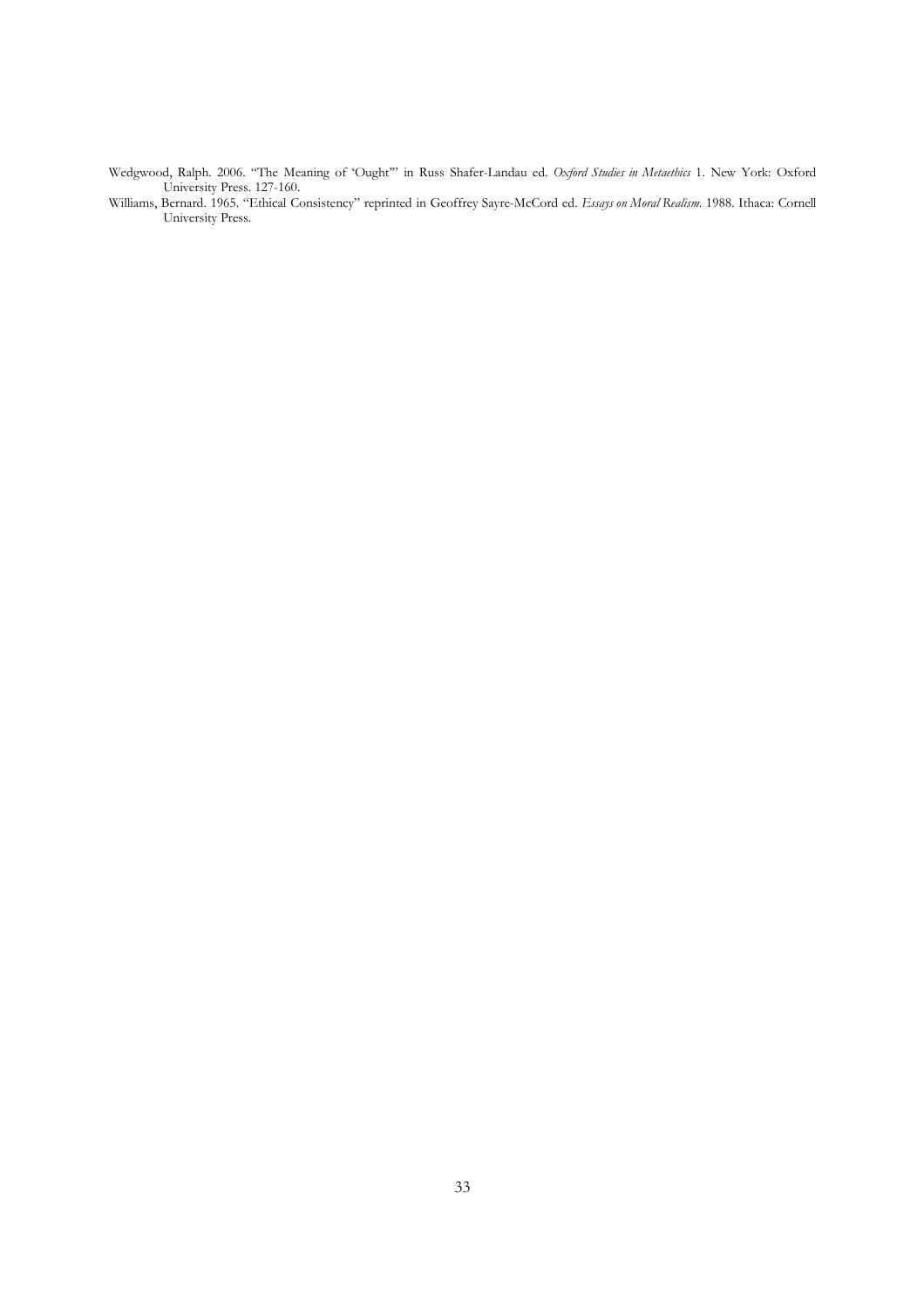Wedgwood, Ralph. 2006. "The Meaning of 'Ought'" in Russ Shafer-Landau ed. *Oxford Studies in Metaethics* 1. New York: Oxford University Press. 127-160.

Williams, Bernard. 1965. "Ethical Consistency" reprinted in Geoffrey Sayre-McCord ed. *Essays on Moral Realism*. 1988. Ithaca: Cornell University Press.